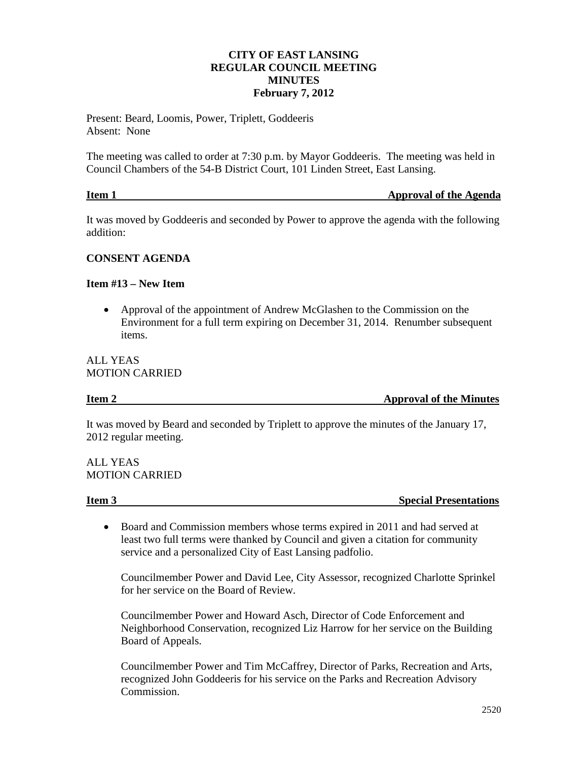# CITY OF EAST LANSING
## REGULAR COUNCIL MEETING
## MINUTES
### February 7, 2012

Present: Beard, Loomis, Power, Triplett, Goddeeris
Absent: None

The meeting was called to order at 7:30 p.m. by Mayor Goddeeris. The meeting was held in Council Chambers of the 54-B District Court, 101 Linden Street, East Lansing.

**Item 1 — Approval of the Agenda**

It was moved by Goddeeris and seconded by Power to approve the agenda with the following addition:

**CONSENT AGENDA**

**Item #13 – New Item**

- Approval of the appointment of Andrew McGlashen to the Commission on the Environment for a full term expiring on December 31, 2014. Renumber subsequent items.

ALL YEAS
MOTION CARRIED

**Item 2 — Approval of the Minutes**

It was moved by Beard and seconded by Triplett to approve the minutes of the January 17, 2012 regular meeting.

ALL YEAS
MOTION CARRIED

**Item 3 — Special Presentations**

- Board and Commission members whose terms expired in 2011 and had served at least two full terms were thanked by Council and given a citation for community service and a personalized City of East Lansing padfolio.

  Councilmember Power and David Lee, City Assessor, recognized Charlotte Sprinkel for her service on the Board of Review.

  Councilmember Power and Howard Asch, Director of Code Enforcement and Neighborhood Conservation, recognized Liz Harrow for her service on the Building Board of Appeals.

  Councilmember Power and Tim McCaffrey, Director of Parks, Recreation and Arts, recognized John Goddeeris for his service on the Parks and Recreation Advisory Commission.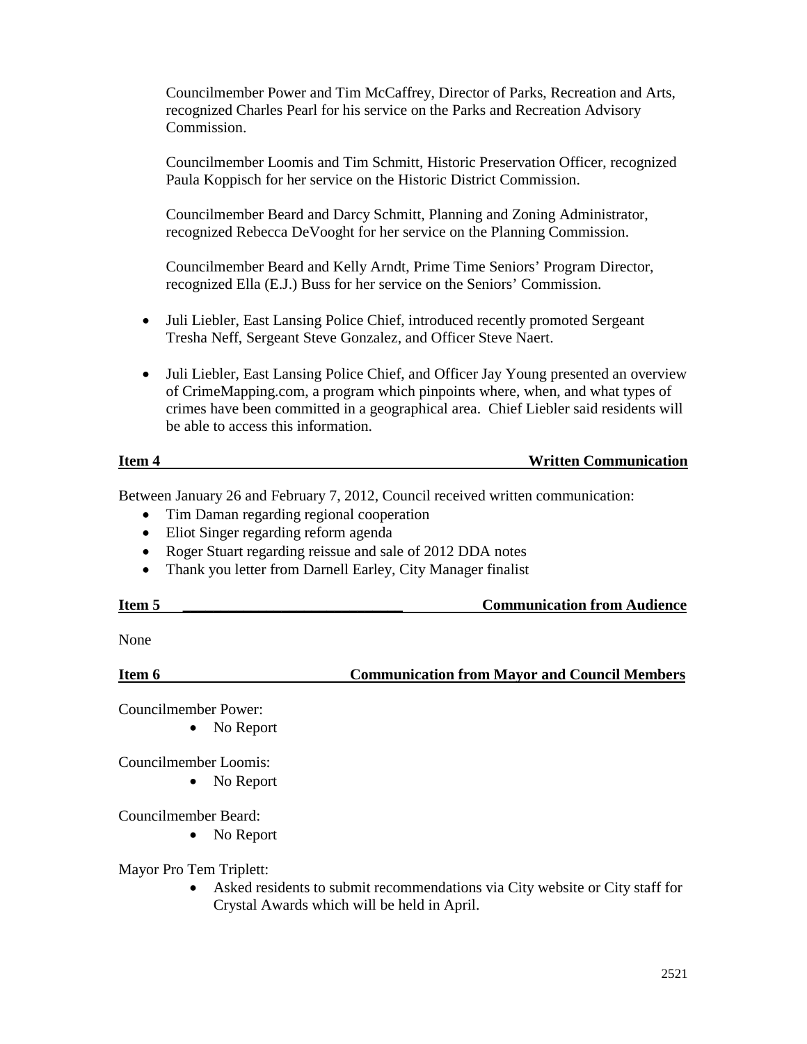Councilmember Power and Tim McCaffrey, Director of Parks, Recreation and Arts, recognized Charles Pearl for his service on the Parks and Recreation Advisory Commission.

Councilmember Loomis and Tim Schmitt, Historic Preservation Officer, recognized Paula Koppisch for her service on the Historic District Commission.

Councilmember Beard and Darcy Schmitt, Planning and Zoning Administrator, recognized Rebecca DeVooght for her service on the Planning Commission.

Councilmember Beard and Kelly Arndt, Prime Time Seniors' Program Director, recognized Ella (E.J.) Buss for her service on the Seniors' Commission.

- Juli Liebler, East Lansing Police Chief, introduced recently promoted Sergeant Tresha Neff, Sergeant Steve Gonzalez, and Officer Steve Naert.
- Juli Liebler, East Lansing Police Chief, and Officer Jay Young presented an overview of CrimeMapping.com, a program which pinpoints where, when, and what types of crimes have been committed in a geographical area. Chief Liebler said residents will be able to access this information.

**Item 4 — Written Communication**

Between January 26 and February 7, 2012, Council received written communication:

- Tim Daman regarding regional cooperation
- Eliot Singer regarding reform agenda
- Roger Stuart regarding reissue and sale of 2012 DDA notes
- Thank you letter from Darnell Earley, City Manager finalist

**Item 5 — Communication from Audience**

None

**Item 6 — Communication from Mayor and Council Members**

Councilmember Power:

- No Report

Councilmember Loomis:

- No Report

Councilmember Beard:

- No Report

Mayor Pro Tem Triplett:

- Asked residents to submit recommendations via City website or City staff for Crystal Awards which will be held in April.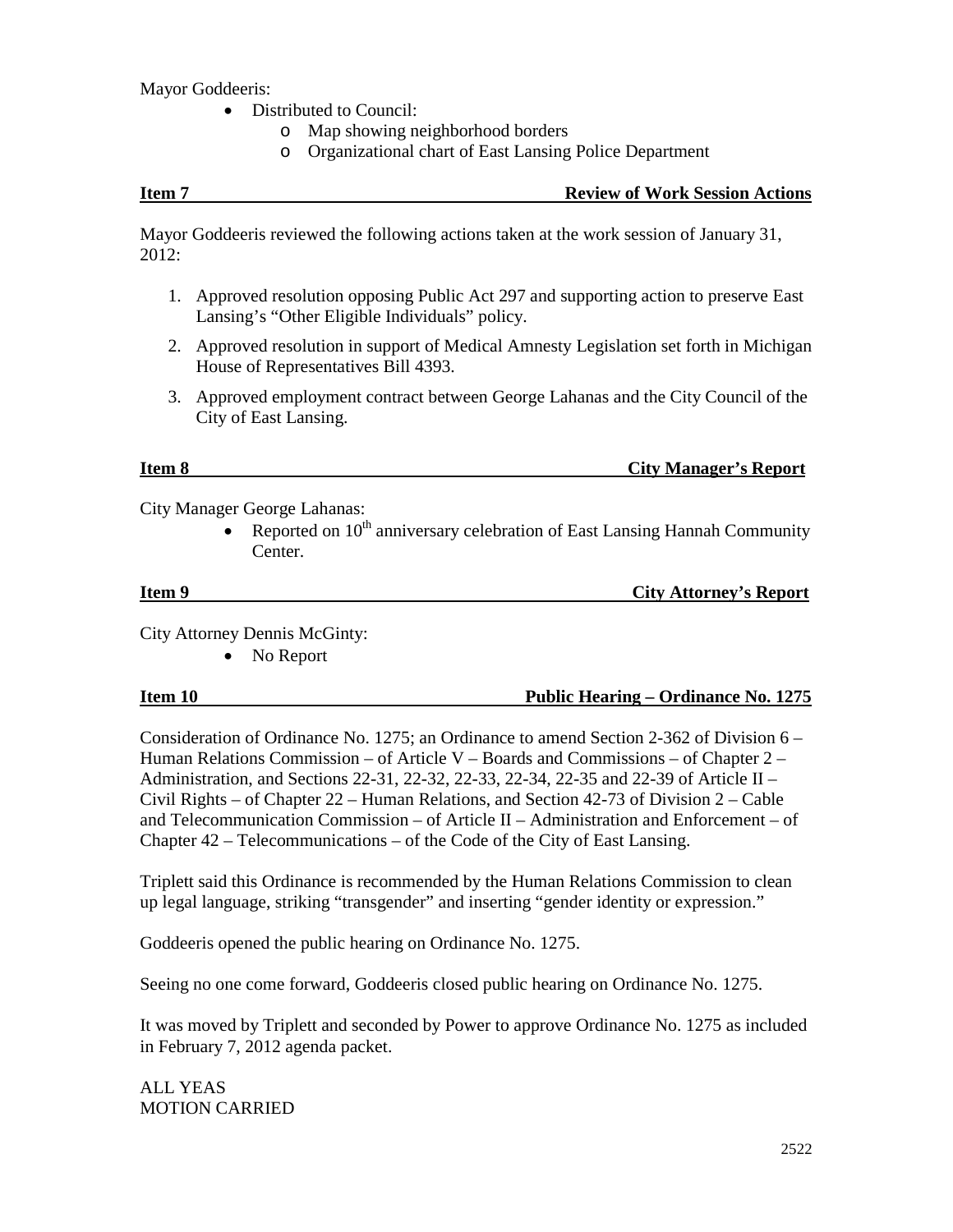Mayor Goddeeris:

- Distributed to Council:
  - Map showing neighborhood borders
  - Organizational chart of East Lansing Police Department

**Item 7 — Review of Work Session Actions**

Mayor Goddeeris reviewed the following actions taken at the work session of January 31, 2012:

1. Approved resolution opposing Public Act 297 and supporting action to preserve East Lansing's "Other Eligible Individuals" policy.
2. Approved resolution in support of Medical Amnesty Legislation set forth in Michigan House of Representatives Bill 4393.
3. Approved employment contract between George Lahanas and the City Council of the City of East Lansing.

**Item 8 — City Manager's Report**

City Manager George Lahanas:

- Reported on 10th anniversary celebration of East Lansing Hannah Community Center.

**Item 9 — City Attorney's Report**

City Attorney Dennis McGinty:

- No Report

**Item 10 — Public Hearing – Ordinance No. 1275**

Consideration of Ordinance No. 1275; an Ordinance to amend Section 2-362 of Division 6 – Human Relations Commission – of Article V – Boards and Commissions – of Chapter 2 – Administration, and Sections 22-31, 22-32, 22-33, 22-34, 22-35 and 22-39 of Article II – Civil Rights – of Chapter 22 – Human Relations, and Section 42-73 of Division 2 – Cable and Telecommunication Commission – of Article II – Administration and Enforcement – of Chapter 42 – Telecommunications – of the Code of the City of East Lansing.

Triplett said this Ordinance is recommended by the Human Relations Commission to clean up legal language, striking "transgender" and inserting "gender identity or expression."

Goddeeris opened the public hearing on Ordinance No. 1275.

Seeing no one come forward, Goddeeris closed public hearing on Ordinance No. 1275.

It was moved by Triplett and seconded by Power to approve Ordinance No. 1275 as included in February 7, 2012 agenda packet.

ALL YEAS
MOTION CARRIED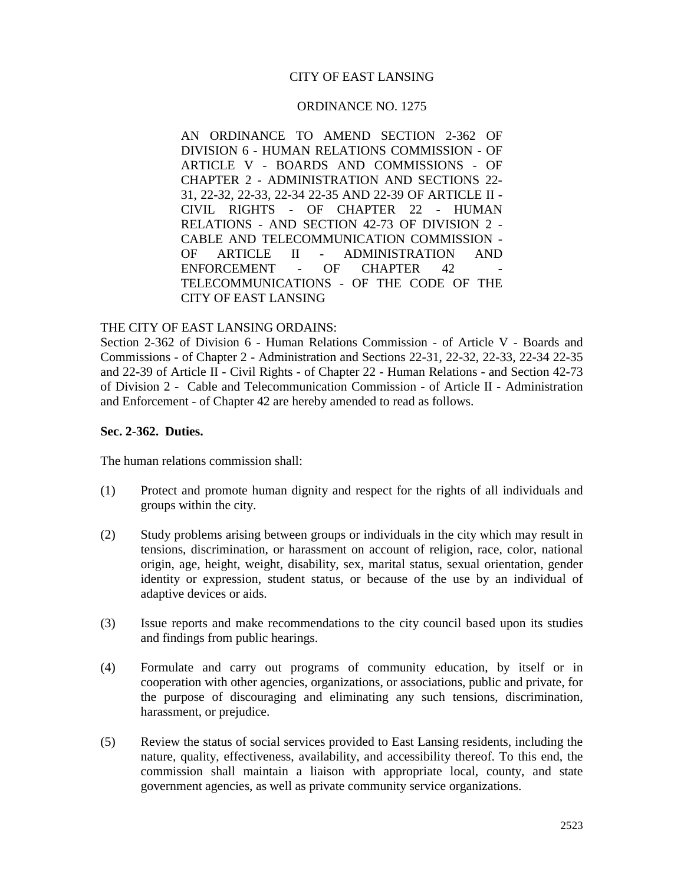CITY OF EAST LANSING

ORDINANCE NO. 1275

AN ORDINANCE TO AMEND SECTION 2-362 OF DIVISION 6 - HUMAN RELATIONS COMMISSION - OF ARTICLE V - BOARDS AND COMMISSIONS - OF CHAPTER 2 - ADMINISTRATION AND SECTIONS 22-31, 22-32, 22-33, 22-34 22-35 AND 22-39 OF ARTICLE II - CIVIL RIGHTS - OF CHAPTER 22 - HUMAN RELATIONS - AND SECTION 42-73 OF DIVISION 2 - CABLE AND TELECOMMUNICATION COMMISSION - OF ARTICLE II - ADMINISTRATION AND ENFORCEMENT - OF CHAPTER 42 - TELECOMMUNICATIONS - OF THE CODE OF THE CITY OF EAST LANSING

THE CITY OF EAST LANSING ORDAINS:
Section 2-362 of Division 6 - Human Relations Commission - of Article V - Boards and Commissions - of Chapter 2 - Administration and Sections 22-31, 22-32, 22-33, 22-34 22-35 and 22-39 of Article II - Civil Rights - of Chapter 22 - Human Relations - and Section 42-73 of Division 2 - Cable and Telecommunication Commission - of Article II - Administration and Enforcement - of Chapter 42 are hereby amended to read as follows.

**Sec. 2-362. Duties.**

The human relations commission shall:

(1) Protect and promote human dignity and respect for the rights of all individuals and groups within the city.

(2) Study problems arising between groups or individuals in the city which may result in tensions, discrimination, or harassment on account of religion, race, color, national origin, age, height, weight, disability, sex, marital status, sexual orientation, gender identity or expression, student status, or because of the use by an individual of adaptive devices or aids.

(3) Issue reports and make recommendations to the city council based upon its studies and findings from public hearings.

(4) Formulate and carry out programs of community education, by itself or in cooperation with other agencies, organizations, or associations, public and private, for the purpose of discouraging and eliminating any such tensions, discrimination, harassment, or prejudice.

(5) Review the status of social services provided to East Lansing residents, including the nature, quality, effectiveness, availability, and accessibility thereof. To this end, the commission shall maintain a liaison with appropriate local, county, and state government agencies, as well as private community service organizations.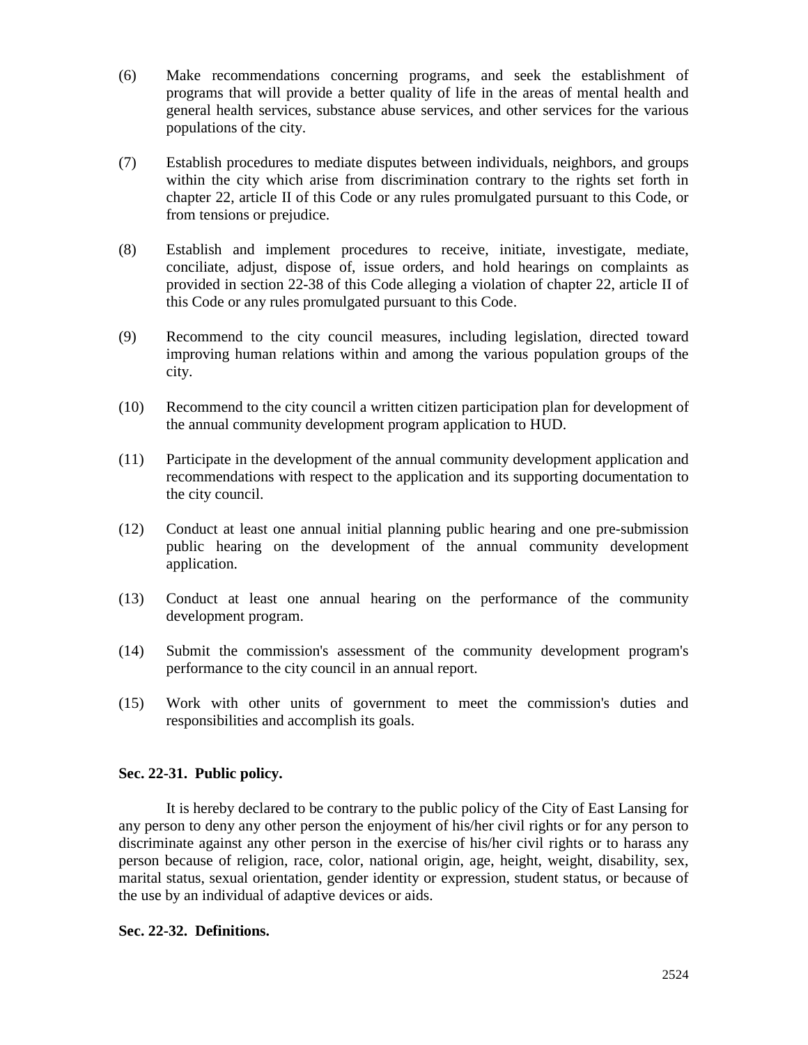(6) Make recommendations concerning programs, and seek the establishment of programs that will provide a better quality of life in the areas of mental health and general health services, substance abuse services, and other services for the various populations of the city.

(7) Establish procedures to mediate disputes between individuals, neighbors, and groups within the city which arise from discrimination contrary to the rights set forth in chapter 22, article II of this Code or any rules promulgated pursuant to this Code, or from tensions or prejudice.

(8) Establish and implement procedures to receive, initiate, investigate, mediate, conciliate, adjust, dispose of, issue orders, and hold hearings on complaints as provided in section 22-38 of this Code alleging a violation of chapter 22, article II of this Code or any rules promulgated pursuant to this Code.

(9) Recommend to the city council measures, including legislation, directed toward improving human relations within and among the various population groups of the city.

(10) Recommend to the city council a written citizen participation plan for development of the annual community development program application to HUD.

(11) Participate in the development of the annual community development application and recommendations with respect to the application and its supporting documentation to the city council.

(12) Conduct at least one annual initial planning public hearing and one pre-submission public hearing on the development of the annual community development application.

(13) Conduct at least one annual hearing on the performance of the community development program.

(14) Submit the commission's assessment of the community development program's performance to the city council in an annual report.

(15) Work with other units of government to meet the commission's duties and responsibilities and accomplish its goals.

**Sec. 22-31. Public policy.**

It is hereby declared to be contrary to the public policy of the City of East Lansing for any person to deny any other person the enjoyment of his/her civil rights or for any person to discriminate against any other person in the exercise of his/her civil rights or to harass any person because of religion, race, color, national origin, age, height, weight, disability, sex, marital status, sexual orientation, gender identity or expression, student status, or because of the use by an individual of adaptive devices or aids.

**Sec. 22-32. Definitions.**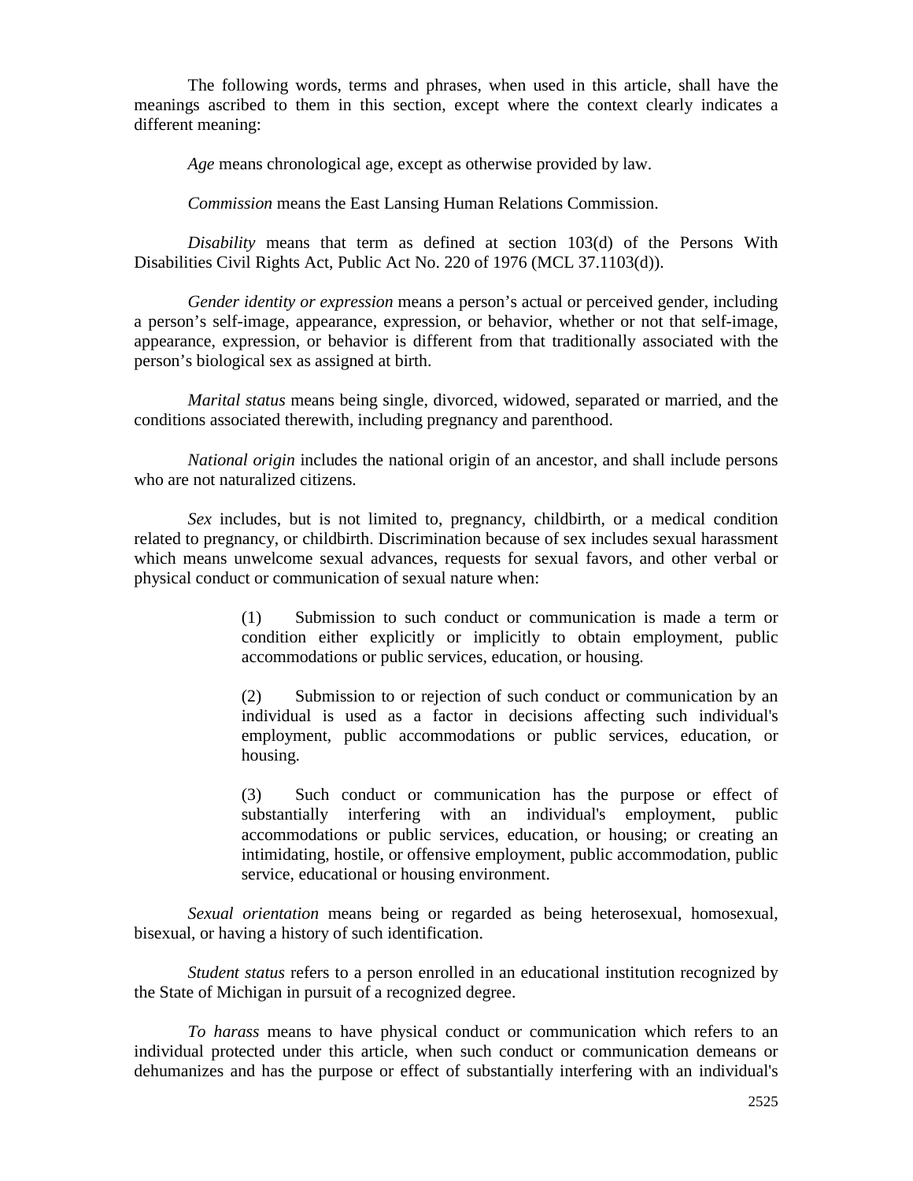The following words, terms and phrases, when used in this article, shall have the meanings ascribed to them in this section, except where the context clearly indicates a different meaning:

*Age* means chronological age, except as otherwise provided by law.

*Commission* means the East Lansing Human Relations Commission.

*Disability* means that term as defined at section 103(d) of the Persons With Disabilities Civil Rights Act, Public Act No. 220 of 1976 (MCL 37.1103(d)).

*Gender identity or expression* means a person's actual or perceived gender, including a person's self-image, appearance, expression, or behavior, whether or not that self-image, appearance, expression, or behavior is different from that traditionally associated with the person's biological sex as assigned at birth.

*Marital status* means being single, divorced, widowed, separated or married, and the conditions associated therewith, including pregnancy and parenthood.

*National origin* includes the national origin of an ancestor, and shall include persons who are not naturalized citizens.

*Sex* includes, but is not limited to, pregnancy, childbirth, or a medical condition related to pregnancy, or childbirth. Discrimination because of sex includes sexual harassment which means unwelcome sexual advances, requests for sexual favors, and other verbal or physical conduct or communication of sexual nature when:

> (1) Submission to such conduct or communication is made a term or condition either explicitly or implicitly to obtain employment, public accommodations or public services, education, or housing.
>
> (2) Submission to or rejection of such conduct or communication by an individual is used as a factor in decisions affecting such individual's employment, public accommodations or public services, education, or housing.
>
> (3) Such conduct or communication has the purpose or effect of substantially interfering with an individual's employment, public accommodations or public services, education, or housing; or creating an intimidating, hostile, or offensive employment, public accommodation, public service, educational or housing environment.

*Sexual orientation* means being or regarded as being heterosexual, homosexual, bisexual, or having a history of such identification.

*Student status* refers to a person enrolled in an educational institution recognized by the State of Michigan in pursuit of a recognized degree.

*To harass* means to have physical conduct or communication which refers to an individual protected under this article, when such conduct or communication demeans or dehumanizes and has the purpose or effect of substantially interfering with an individual's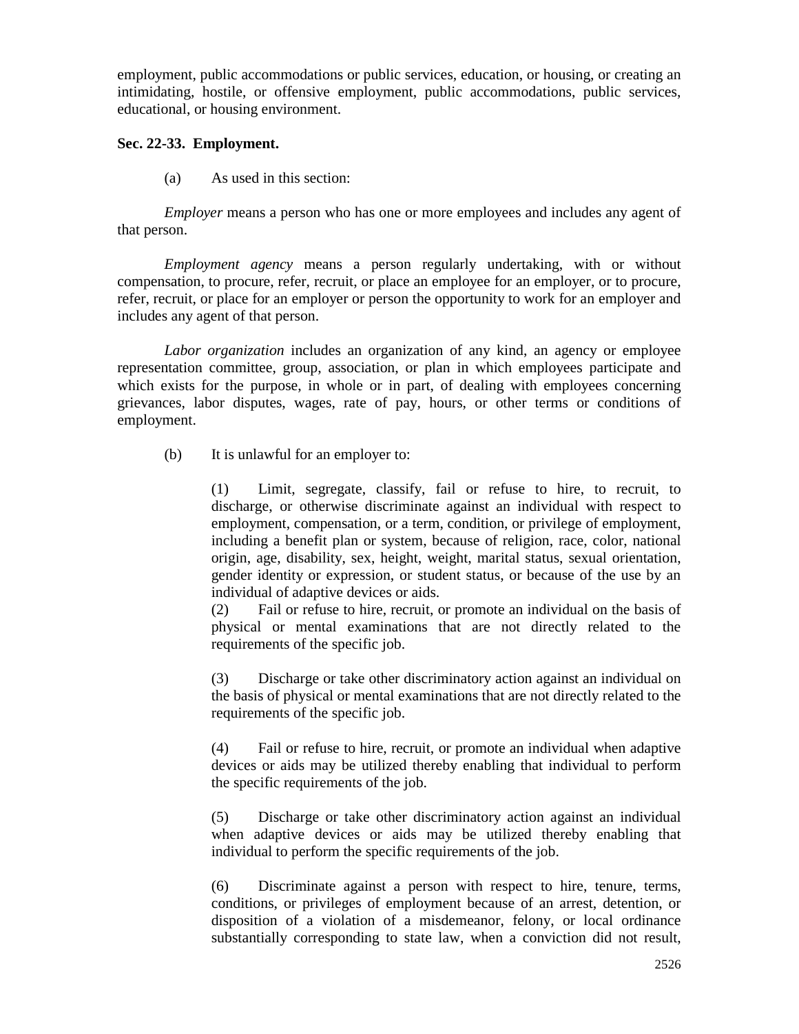employment, public accommodations or public services, education, or housing, or creating an intimidating, hostile, or offensive employment, public accommodations, public services, educational, or housing environment.

**Sec. 22-33. Employment.**

(a) As used in this section:

*Employer* means a person who has one or more employees and includes any agent of that person.

*Employment agency* means a person regularly undertaking, with or without compensation, to procure, refer, recruit, or place an employee for an employer, or to procure, refer, recruit, or place for an employer or person the opportunity to work for an employer and includes any agent of that person.

*Labor organization* includes an organization of any kind, an agency or employee representation committee, group, association, or plan in which employees participate and which exists for the purpose, in whole or in part, of dealing with employees concerning grievances, labor disputes, wages, rate of pay, hours, or other terms or conditions of employment.

(b) It is unlawful for an employer to:

(1) Limit, segregate, classify, fail or refuse to hire, to recruit, to discharge, or otherwise discriminate against an individual with respect to employment, compensation, or a term, condition, or privilege of employment, including a benefit plan or system, because of religion, race, color, national origin, age, disability, sex, height, weight, marital status, sexual orientation, gender identity or expression, or student status, or because of the use by an individual of adaptive devices or aids.

(2) Fail or refuse to hire, recruit, or promote an individual on the basis of physical or mental examinations that are not directly related to the requirements of the specific job.

(3) Discharge or take other discriminatory action against an individual on the basis of physical or mental examinations that are not directly related to the requirements of the specific job.

(4) Fail or refuse to hire, recruit, or promote an individual when adaptive devices or aids may be utilized thereby enabling that individual to perform the specific requirements of the job.

(5) Discharge or take other discriminatory action against an individual when adaptive devices or aids may be utilized thereby enabling that individual to perform the specific requirements of the job.

(6) Discriminate against a person with respect to hire, tenure, terms, conditions, or privileges of employment because of an arrest, detention, or disposition of a violation of a misdemeanor, felony, or local ordinance substantially corresponding to state law, when a conviction did not result,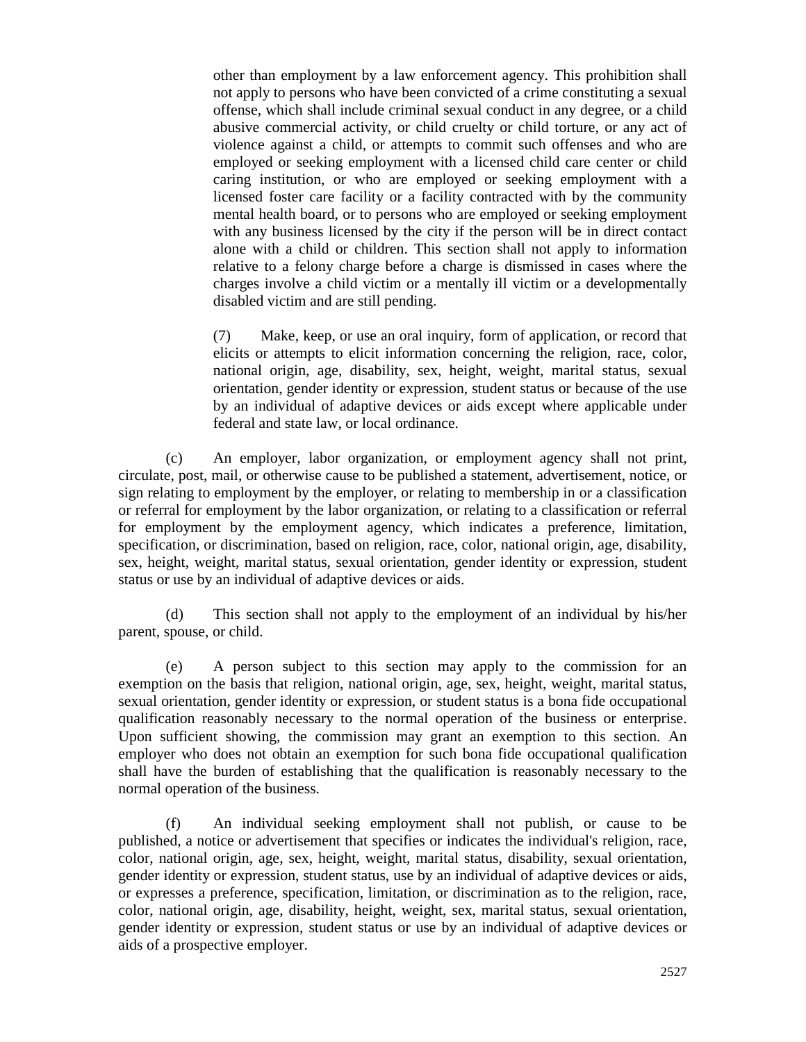other than employment by a law enforcement agency. This prohibition shall not apply to persons who have been convicted of a crime constituting a sexual offense, which shall include criminal sexual conduct in any degree, or a child abusive commercial activity, or child cruelty or child torture, or any act of violence against a child, or attempts to commit such offenses and who are employed or seeking employment with a licensed child care center or child caring institution, or who are employed or seeking employment with a licensed foster care facility or a facility contracted with by the community mental health board, or to persons who are employed or seeking employment with any business licensed by the city if the person will be in direct contact alone with a child or children. This section shall not apply to information relative to a felony charge before a charge is dismissed in cases where the charges involve a child victim or a mentally ill victim or a developmentally disabled victim and are still pending.

(7) Make, keep, or use an oral inquiry, form of application, or record that elicits or attempts to elicit information concerning the religion, race, color, national origin, age, disability, sex, height, weight, marital status, sexual orientation, gender identity or expression, student status or because of the use by an individual of adaptive devices or aids except where applicable under federal and state law, or local ordinance.

(c) An employer, labor organization, or employment agency shall not print, circulate, post, mail, or otherwise cause to be published a statement, advertisement, notice, or sign relating to employment by the employer, or relating to membership in or a classification or referral for employment by the labor organization, or relating to a classification or referral for employment by the employment agency, which indicates a preference, limitation, specification, or discrimination, based on religion, race, color, national origin, age, disability, sex, height, weight, marital status, sexual orientation, gender identity or expression, student status or use by an individual of adaptive devices or aids.

(d) This section shall not apply to the employment of an individual by his/her parent, spouse, or child.

(e) A person subject to this section may apply to the commission for an exemption on the basis that religion, national origin, age, sex, height, weight, marital status, sexual orientation, gender identity or expression, or student status is a bona fide occupational qualification reasonably necessary to the normal operation of the business or enterprise. Upon sufficient showing, the commission may grant an exemption to this section. An employer who does not obtain an exemption for such bona fide occupational qualification shall have the burden of establishing that the qualification is reasonably necessary to the normal operation of the business.

(f) An individual seeking employment shall not publish, or cause to be published, a notice or advertisement that specifies or indicates the individual's religion, race, color, national origin, age, sex, height, weight, marital status, disability, sexual orientation, gender identity or expression, student status, use by an individual of adaptive devices or aids, or expresses a preference, specification, limitation, or discrimination as to the religion, race, color, national origin, age, disability, height, weight, sex, marital status, sexual orientation, gender identity or expression, student status or use by an individual of adaptive devices or aids of a prospective employer.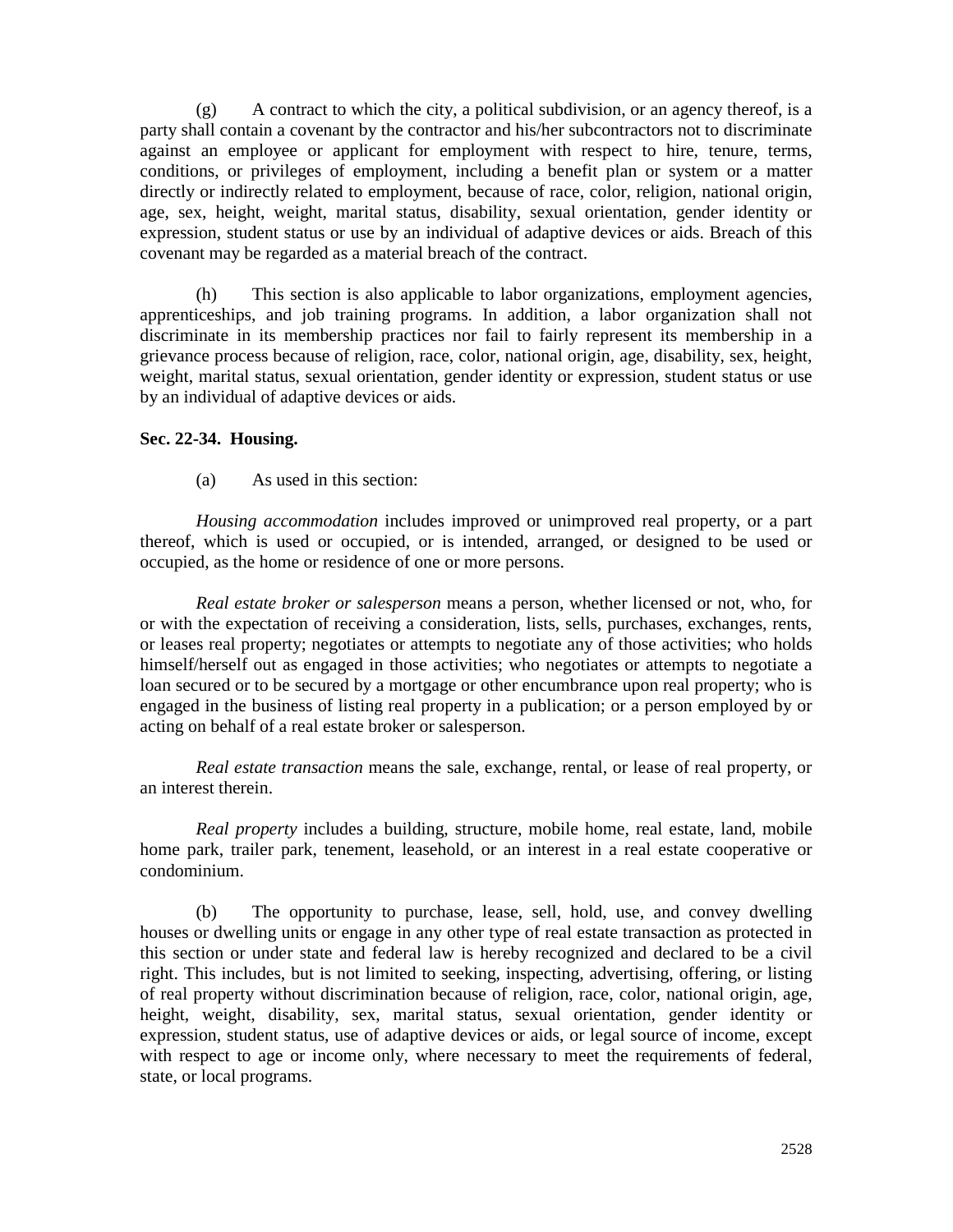(g) A contract to which the city, a political subdivision, or an agency thereof, is a party shall contain a covenant by the contractor and his/her subcontractors not to discriminate against an employee or applicant for employment with respect to hire, tenure, terms, conditions, or privileges of employment, including a benefit plan or system or a matter directly or indirectly related to employment, because of race, color, religion, national origin, age, sex, height, weight, marital status, disability, sexual orientation, gender identity or expression, student status or use by an individual of adaptive devices or aids. Breach of this covenant may be regarded as a material breach of the contract.

(h) This section is also applicable to labor organizations, employment agencies, apprenticeships, and job training programs. In addition, a labor organization shall not discriminate in its membership practices nor fail to fairly represent its membership in a grievance process because of religion, race, color, national origin, age, disability, sex, height, weight, marital status, sexual orientation, gender identity or expression, student status or use by an individual of adaptive devices or aids.

**Sec. 22-34. Housing.**

(a) As used in this section:

*Housing accommodation* includes improved or unimproved real property, or a part thereof, which is used or occupied, or is intended, arranged, or designed to be used or occupied, as the home or residence of one or more persons.

*Real estate broker or salesperson* means a person, whether licensed or not, who, for or with the expectation of receiving a consideration, lists, sells, purchases, exchanges, rents, or leases real property; negotiates or attempts to negotiate any of those activities; who holds himself/herself out as engaged in those activities; who negotiates or attempts to negotiate a loan secured or to be secured by a mortgage or other encumbrance upon real property; who is engaged in the business of listing real property in a publication; or a person employed by or acting on behalf of a real estate broker or salesperson.

*Real estate transaction* means the sale, exchange, rental, or lease of real property, or an interest therein.

*Real property* includes a building, structure, mobile home, real estate, land, mobile home park, trailer park, tenement, leasehold, or an interest in a real estate cooperative or condominium.

(b) The opportunity to purchase, lease, sell, hold, use, and convey dwelling houses or dwelling units or engage in any other type of real estate transaction as protected in this section or under state and federal law is hereby recognized and declared to be a civil right. This includes, but is not limited to seeking, inspecting, advertising, offering, or listing of real property without discrimination because of religion, race, color, national origin, age, height, weight, disability, sex, marital status, sexual orientation, gender identity or expression, student status, use of adaptive devices or aids, or legal source of income, except with respect to age or income only, where necessary to meet the requirements of federal, state, or local programs.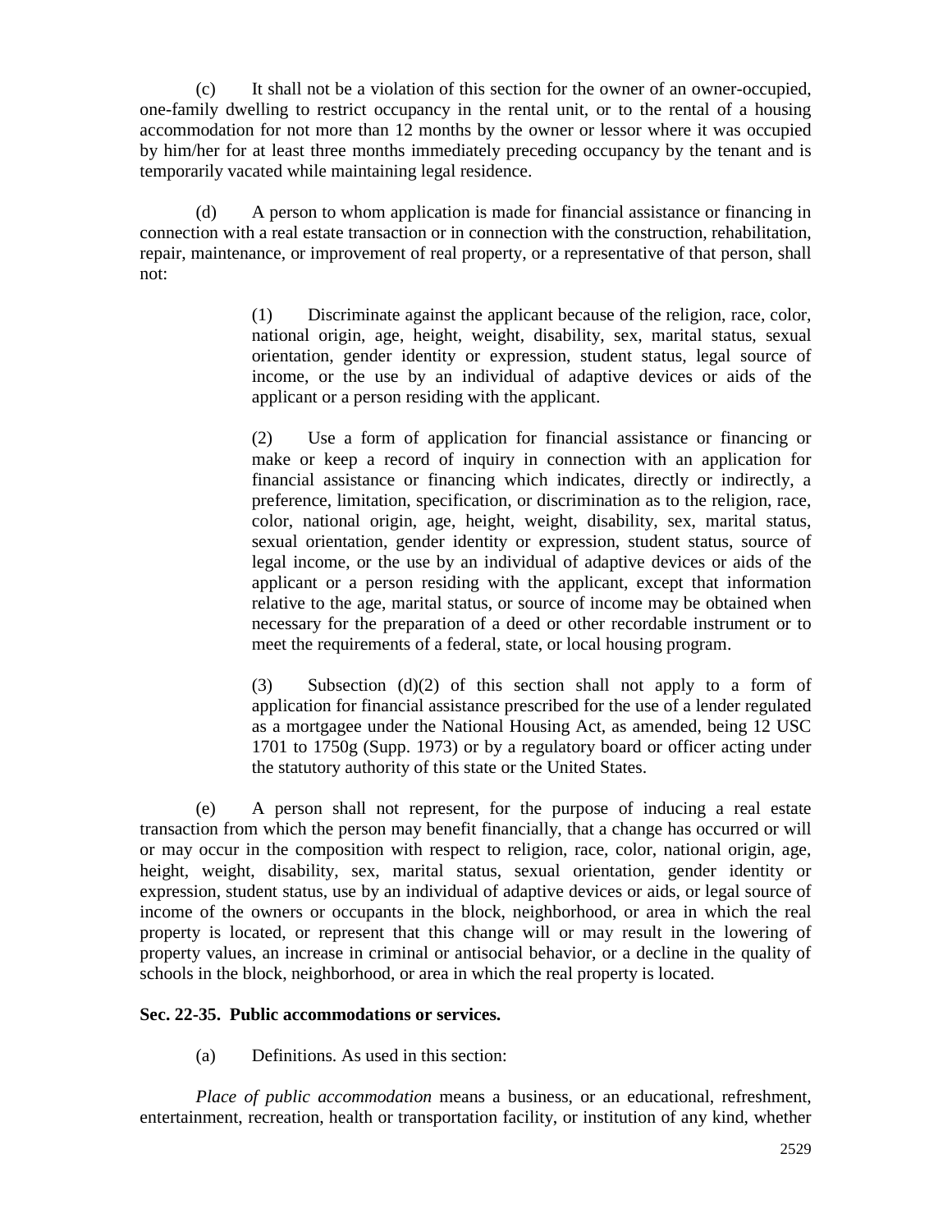(c) It shall not be a violation of this section for the owner of an owner-occupied, one-family dwelling to restrict occupancy in the rental unit, or to the rental of a housing accommodation for not more than 12 months by the owner or lessor where it was occupied by him/her for at least three months immediately preceding occupancy by the tenant and is temporarily vacated while maintaining legal residence.

(d) A person to whom application is made for financial assistance or financing in connection with a real estate transaction or in connection with the construction, rehabilitation, repair, maintenance, or improvement of real property, or a representative of that person, shall not:

> (1) Discriminate against the applicant because of the religion, race, color, national origin, age, height, weight, disability, sex, marital status, sexual orientation, gender identity or expression, student status, legal source of income, or the use by an individual of adaptive devices or aids of the applicant or a person residing with the applicant.
>
> (2) Use a form of application for financial assistance or financing or make or keep a record of inquiry in connection with an application for financial assistance or financing which indicates, directly or indirectly, a preference, limitation, specification, or discrimination as to the religion, race, color, national origin, age, height, weight, disability, sex, marital status, sexual orientation, gender identity or expression, student status, source of legal income, or the use by an individual of adaptive devices or aids of the applicant or a person residing with the applicant, except that information relative to the age, marital status, or source of income may be obtained when necessary for the preparation of a deed or other recordable instrument or to meet the requirements of a federal, state, or local housing program.
>
> (3) Subsection (d)(2) of this section shall not apply to a form of application for financial assistance prescribed for the use of a lender regulated as a mortgagee under the National Housing Act, as amended, being 12 USC 1701 to 1750g (Supp. 1973) or by a regulatory board or officer acting under the statutory authority of this state or the United States.

(e) A person shall not represent, for the purpose of inducing a real estate transaction from which the person may benefit financially, that a change has occurred or will or may occur in the composition with respect to religion, race, color, national origin, age, height, weight, disability, sex, marital status, sexual orientation, gender identity or expression, student status, use by an individual of adaptive devices or aids, or legal source of income of the owners or occupants in the block, neighborhood, or area in which the real property is located, or represent that this change will or may result in the lowering of property values, an increase in criminal or antisocial behavior, or a decline in the quality of schools in the block, neighborhood, or area in which the real property is located.

**Sec. 22-35. Public accommodations or services.**

(a) Definitions. As used in this section:

*Place of public accommodation* means a business, or an educational, refreshment, entertainment, recreation, health or transportation facility, or institution of any kind, whether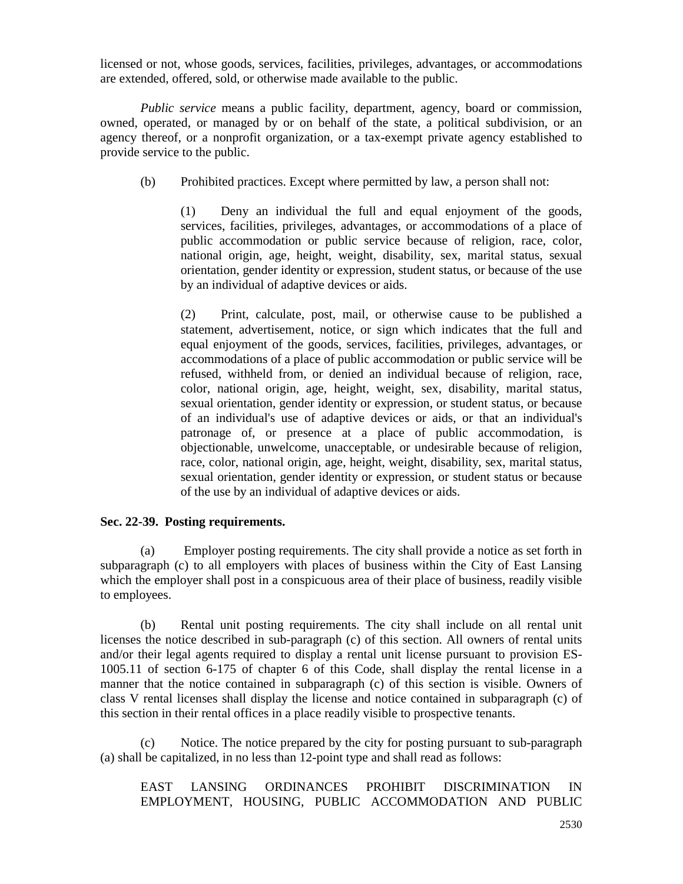licensed or not, whose goods, services, facilities, privileges, advantages, or accommodations are extended, offered, sold, or otherwise made available to the public.

*Public service* means a public facility, department, agency, board or commission, owned, operated, or managed by or on behalf of the state, a political subdivision, or an agency thereof, or a nonprofit organization, or a tax-exempt private agency established to provide service to the public.

(b) Prohibited practices. Except where permitted by law, a person shall not:

> (1) Deny an individual the full and equal enjoyment of the goods, services, facilities, privileges, advantages, or accommodations of a place of public accommodation or public service because of religion, race, color, national origin, age, height, weight, disability, sex, marital status, sexual orientation, gender identity or expression, student status, or because of the use by an individual of adaptive devices or aids.
>
> (2) Print, calculate, post, mail, or otherwise cause to be published a statement, advertisement, notice, or sign which indicates that the full and equal enjoyment of the goods, services, facilities, privileges, advantages, or accommodations of a place of public accommodation or public service will be refused, withheld from, or denied an individual because of religion, race, color, national origin, age, height, weight, sex, disability, marital status, sexual orientation, gender identity or expression, or student status, or because of an individual's use of adaptive devices or aids, or that an individual's patronage of, or presence at a place of public accommodation, is objectionable, unwelcome, unacceptable, or undesirable because of religion, race, color, national origin, age, height, weight, disability, sex, marital status, sexual orientation, gender identity or expression, or student status or because of the use by an individual of adaptive devices or aids.

**Sec. 22-39. Posting requirements.**

(a) Employer posting requirements. The city shall provide a notice as set forth in subparagraph (c) to all employers with places of business within the City of East Lansing which the employer shall post in a conspicuous area of their place of business, readily visible to employees.

(b) Rental unit posting requirements. The city shall include on all rental unit licenses the notice described in sub-paragraph (c) of this section. All owners of rental units and/or their legal agents required to display a rental unit license pursuant to provision ES-1005.11 of section 6-175 of chapter 6 of this Code, shall display the rental license in a manner that the notice contained in subparagraph (c) of this section is visible. Owners of class V rental licenses shall display the license and notice contained in subparagraph (c) of this section in their rental offices in a place readily visible to prospective tenants.

(c) Notice. The notice prepared by the city for posting pursuant to sub-paragraph (a) shall be capitalized, in no less than 12-point type and shall read as follows:

> EAST LANSING ORDINANCES PROHIBIT DISCRIMINATION IN EMPLOYMENT, HOUSING, PUBLIC ACCOMMODATION AND PUBLIC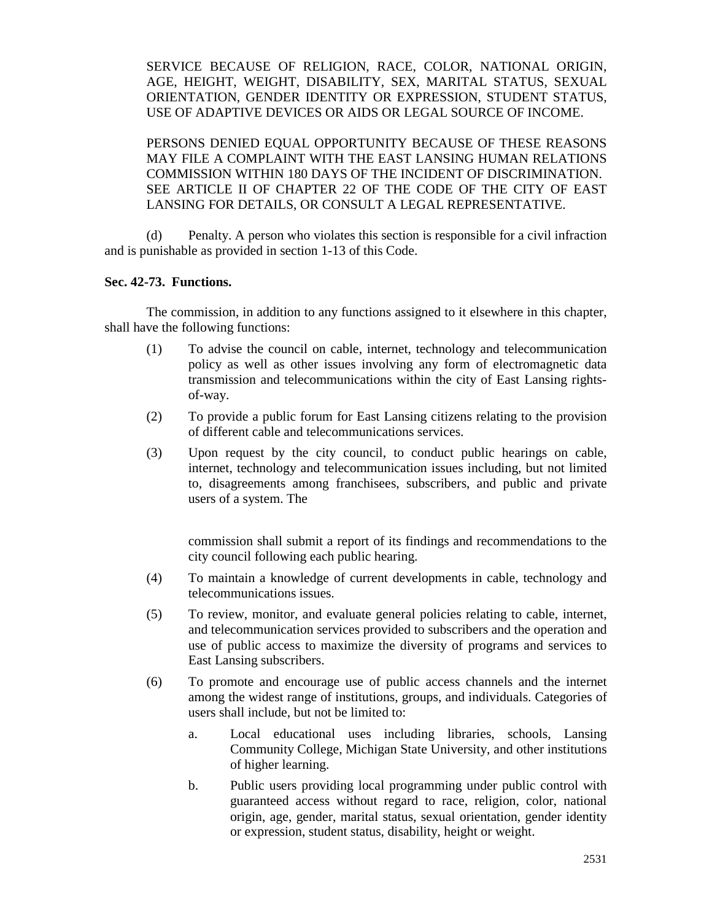SERVICE BECAUSE OF RELIGION, RACE, COLOR, NATIONAL ORIGIN, AGE, HEIGHT, WEIGHT, DISABILITY, SEX, MARITAL STATUS, SEXUAL ORIENTATION, GENDER IDENTITY OR EXPRESSION, STUDENT STATUS, USE OF ADAPTIVE DEVICES OR AIDS OR LEGAL SOURCE OF INCOME.

PERSONS DENIED EQUAL OPPORTUNITY BECAUSE OF THESE REASONS MAY FILE A COMPLAINT WITH THE EAST LANSING HUMAN RELATIONS COMMISSION WITHIN 180 DAYS OF THE INCIDENT OF DISCRIMINATION. SEE ARTICLE II OF CHAPTER 22 OF THE CODE OF THE CITY OF EAST LANSING FOR DETAILS, OR CONSULT A LEGAL REPRESENTATIVE.

(d) Penalty. A person who violates this section is responsible for a civil infraction and is punishable as provided in section 1-13 of this Code.

**Sec. 42-73. Functions.**

The commission, in addition to any functions assigned to it elsewhere in this chapter, shall have the following functions:

(1) To advise the council on cable, internet, technology and telecommunication policy as well as other issues involving any form of electromagnetic data transmission and telecommunications within the city of East Lansing rights-of-way.

(2) To provide a public forum for East Lansing citizens relating to the provision of different cable and telecommunications services.

(3) Upon request by the city council, to conduct public hearings on cable, internet, technology and telecommunication issues including, but not limited to, disagreements among franchisees, subscribers, and public and private users of a system. The commission shall submit a report of its findings and recommendations to the city council following each public hearing.

(4) To maintain a knowledge of current developments in cable, technology and telecommunications issues.

(5) To review, monitor, and evaluate general policies relating to cable, internet, and telecommunication services provided to subscribers and the operation and use of public access to maximize the diversity of programs and services to East Lansing subscribers.

(6) To promote and encourage use of public access channels and the internet among the widest range of institutions, groups, and individuals. Categories of users shall include, but not be limited to:

a. Local educational uses including libraries, schools, Lansing Community College, Michigan State University, and other institutions of higher learning.

b. Public users providing local programming under public control with guaranteed access without regard to race, religion, color, national origin, age, gender, marital status, sexual orientation, gender identity or expression, student status, disability, height or weight.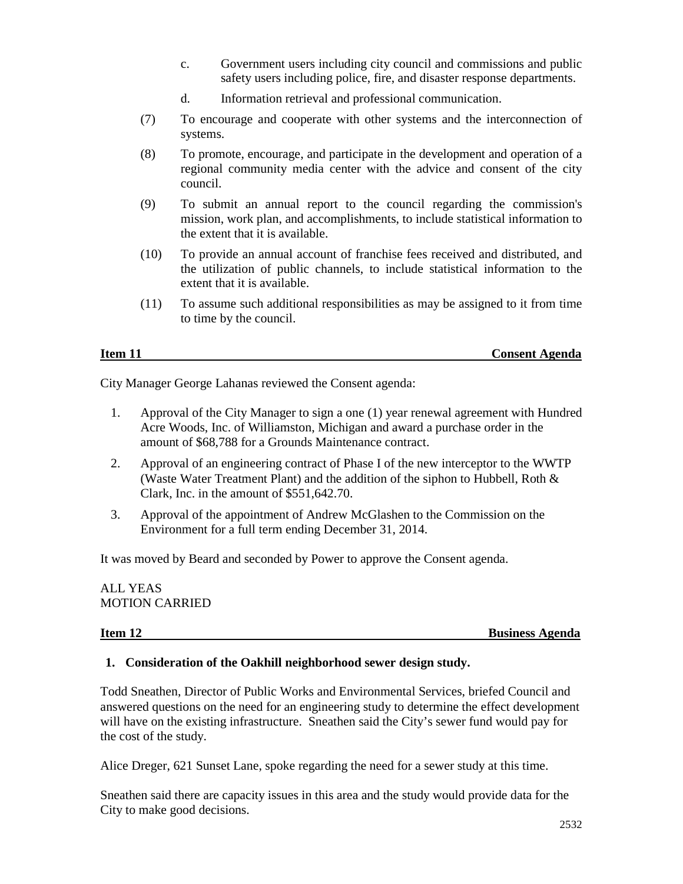c. Government users including city council and commissions and public safety users including police, fire, and disaster response departments.

d. Information retrieval and professional communication.

(7) To encourage and cooperate with other systems and the interconnection of systems.

(8) To promote, encourage, and participate in the development and operation of a regional community media center with the advice and consent of the city council.

(9) To submit an annual report to the council regarding the commission's mission, work plan, and accomplishments, to include statistical information to the extent that it is available.

(10) To provide an annual account of franchise fees received and distributed, and the utilization of public channels, to include statistical information to the extent that it is available.

(11) To assume such additional responsibilities as may be assigned to it from time to time by the council.

**Item 11 — Consent Agenda**

City Manager George Lahanas reviewed the Consent agenda:

1. Approval of the City Manager to sign a one (1) year renewal agreement with Hundred Acre Woods, Inc. of Williamston, Michigan and award a purchase order in the amount of $68,788 for a Grounds Maintenance contract.
2. Approval of an engineering contract of Phase I of the new interceptor to the WWTP (Waste Water Treatment Plant) and the addition of the siphon to Hubbell, Roth & Clark, Inc. in the amount of $551,642.70.
3. Approval of the appointment of Andrew McGlashen to the Commission on the Environment for a full term ending December 31, 2014.

It was moved by Beard and seconded by Power to approve the Consent agenda.

ALL YEAS
MOTION CARRIED

**Item 12 — Business Agenda**

**1. Consideration of the Oakhill neighborhood sewer design study.**

Todd Sneathen, Director of Public Works and Environmental Services, briefed Council and answered questions on the need for an engineering study to determine the effect development will have on the existing infrastructure. Sneathen said the City's sewer fund would pay for the cost of the study.

Alice Dreger, 621 Sunset Lane, spoke regarding the need for a sewer study at this time.

Sneathen said there are capacity issues in this area and the study would provide data for the City to make good decisions.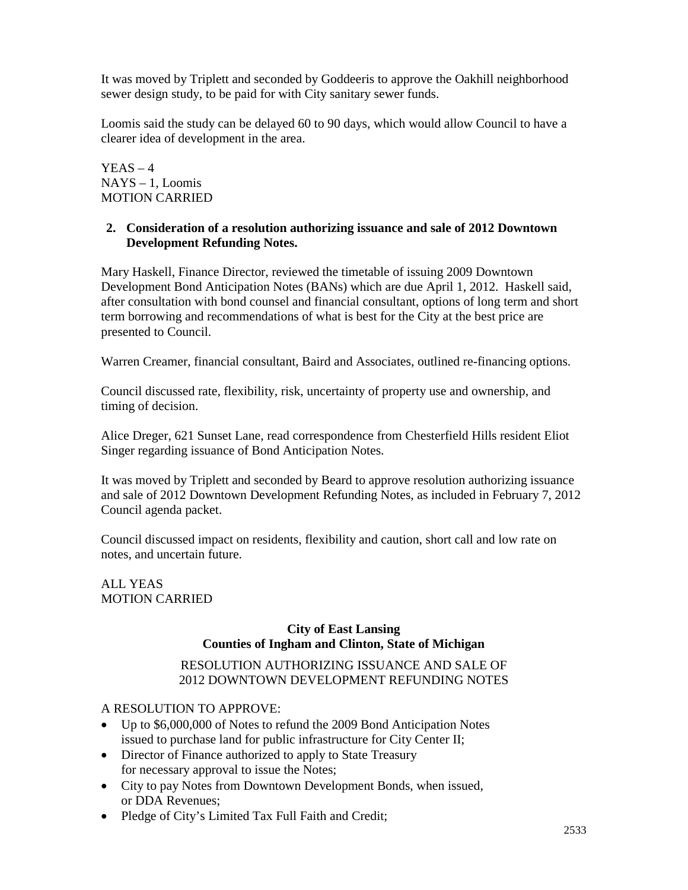It was moved by Triplett and seconded by Goddeeris to approve the Oakhill neighborhood sewer design study, to be paid for with City sanitary sewer funds.

Loomis said the study can be delayed 60 to 90 days, which would allow Council to have a clearer idea of development in the area.

YEAS – 4
NAYS – 1, Loomis
MOTION CARRIED

**2. Consideration of a resolution authorizing issuance and sale of 2012 Downtown Development Refunding Notes.**

Mary Haskell, Finance Director, reviewed the timetable of issuing 2009 Downtown Development Bond Anticipation Notes (BANs) which are due April 1, 2012. Haskell said, after consultation with bond counsel and financial consultant, options of long term and short term borrowing and recommendations of what is best for the City at the best price are presented to Council.

Warren Creamer, financial consultant, Baird and Associates, outlined re-financing options.

Council discussed rate, flexibility, risk, uncertainty of property use and ownership, and timing of decision.

Alice Dreger, 621 Sunset Lane, read correspondence from Chesterfield Hills resident Eliot Singer regarding issuance of Bond Anticipation Notes.

It was moved by Triplett and seconded by Beard to approve resolution authorizing issuance and sale of 2012 Downtown Development Refunding Notes, as included in February 7, 2012 Council agenda packet.

Council discussed impact on residents, flexibility and caution, short call and low rate on notes, and uncertain future.

ALL YEAS
MOTION CARRIED

**City of East Lansing**
**Counties of Ingham and Clinton, State of Michigan**

RESOLUTION AUTHORIZING ISSUANCE AND SALE OF
2012 DOWNTOWN DEVELOPMENT REFUNDING NOTES

A RESOLUTION TO APPROVE:

- Up to $6,000,000 of Notes to refund the 2009 Bond Anticipation Notes issued to purchase land for public infrastructure for City Center II;
- Director of Finance authorized to apply to State Treasury for necessary approval to issue the Notes;
- City to pay Notes from Downtown Development Bonds, when issued, or DDA Revenues;
- Pledge of City's Limited Tax Full Faith and Credit;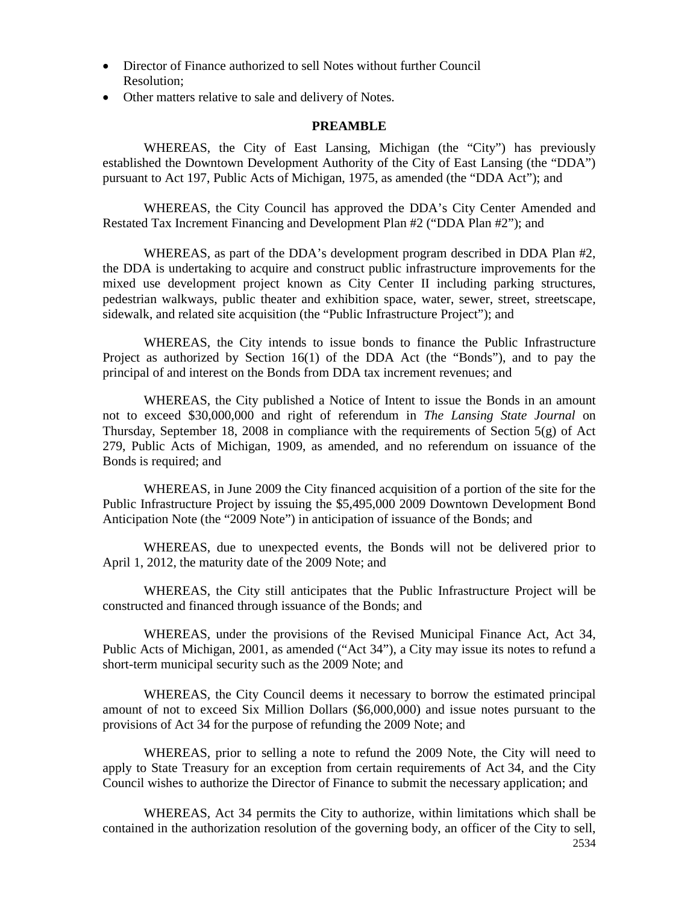- Director of Finance authorized to sell Notes without further Council Resolution;
- Other matters relative to sale and delivery of Notes.

**PREAMBLE**

WHEREAS, the City of East Lansing, Michigan (the "City") has previously established the Downtown Development Authority of the City of East Lansing (the "DDA") pursuant to Act 197, Public Acts of Michigan, 1975, as amended (the "DDA Act"); and

WHEREAS, the City Council has approved the DDA's City Center Amended and Restated Tax Increment Financing and Development Plan #2 ("DDA Plan #2"); and

WHEREAS, as part of the DDA's development program described in DDA Plan #2, the DDA is undertaking to acquire and construct public infrastructure improvements for the mixed use development project known as City Center II including parking structures, pedestrian walkways, public theater and exhibition space, water, sewer, street, streetscape, sidewalk, and related site acquisition (the "Public Infrastructure Project"); and

WHEREAS, the City intends to issue bonds to finance the Public Infrastructure Project as authorized by Section 16(1) of the DDA Act (the "Bonds"), and to pay the principal of and interest on the Bonds from DDA tax increment revenues; and

WHEREAS, the City published a Notice of Intent to issue the Bonds in an amount not to exceed $30,000,000 and right of referendum in *The Lansing State Journal* on Thursday, September 18, 2008 in compliance with the requirements of Section 5(g) of Act 279, Public Acts of Michigan, 1909, as amended, and no referendum on issuance of the Bonds is required; and

WHEREAS, in June 2009 the City financed acquisition of a portion of the site for the Public Infrastructure Project by issuing the $5,495,000 2009 Downtown Development Bond Anticipation Note (the "2009 Note") in anticipation of issuance of the Bonds; and

WHEREAS, due to unexpected events, the Bonds will not be delivered prior to April 1, 2012, the maturity date of the 2009 Note; and

WHEREAS, the City still anticipates that the Public Infrastructure Project will be constructed and financed through issuance of the Bonds; and

WHEREAS, under the provisions of the Revised Municipal Finance Act, Act 34, Public Acts of Michigan, 2001, as amended ("Act 34"), a City may issue its notes to refund a short-term municipal security such as the 2009 Note; and

WHEREAS, the City Council deems it necessary to borrow the estimated principal amount of not to exceed Six Million Dollars ($6,000,000) and issue notes pursuant to the provisions of Act 34 for the purpose of refunding the 2009 Note; and

WHEREAS, prior to selling a note to refund the 2009 Note, the City will need to apply to State Treasury for an exception from certain requirements of Act 34, and the City Council wishes to authorize the Director of Finance to submit the necessary application; and

WHEREAS, Act 34 permits the City to authorize, within limitations which shall be contained in the authorization resolution of the governing body, an officer of the City to sell,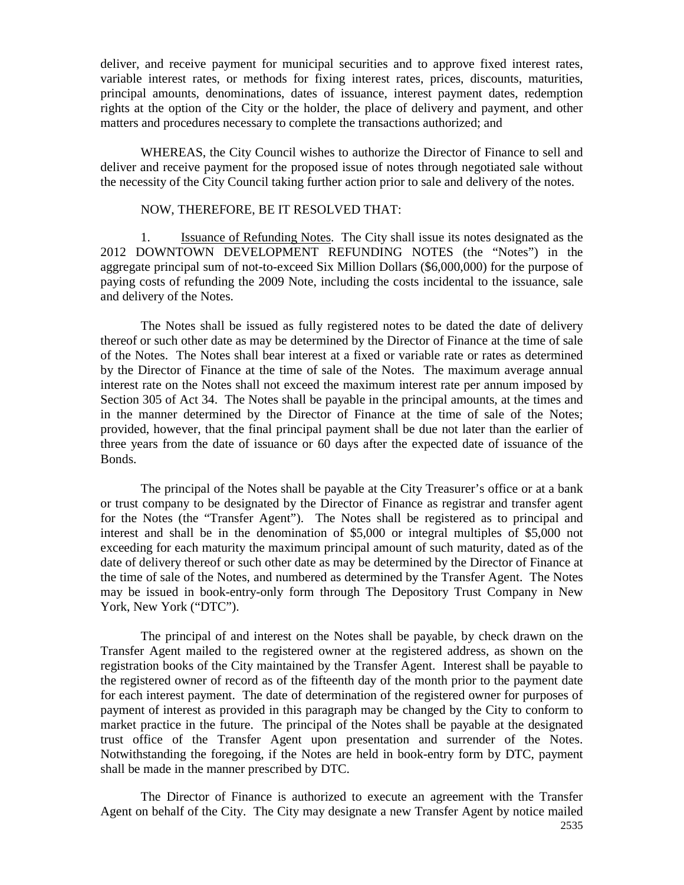deliver, and receive payment for municipal securities and to approve fixed interest rates, variable interest rates, or methods for fixing interest rates, prices, discounts, maturities, principal amounts, denominations, dates of issuance, interest payment dates, redemption rights at the option of the City or the holder, the place of delivery and payment, and other matters and procedures necessary to complete the transactions authorized; and

WHEREAS, the City Council wishes to authorize the Director of Finance to sell and deliver and receive payment for the proposed issue of notes through negotiated sale without the necessity of the City Council taking further action prior to sale and delivery of the notes.

NOW, THEREFORE, BE IT RESOLVED THAT:

1. Issuance of Refunding Notes. The City shall issue its notes designated as the 2012 DOWNTOWN DEVELOPMENT REFUNDING NOTES (the "Notes") in the aggregate principal sum of not-to-exceed Six Million Dollars ($6,000,000) for the purpose of paying costs of refunding the 2009 Note, including the costs incidental to the issuance, sale and delivery of the Notes.

The Notes shall be issued as fully registered notes to be dated the date of delivery thereof or such other date as may be determined by the Director of Finance at the time of sale of the Notes. The Notes shall bear interest at a fixed or variable rate or rates as determined by the Director of Finance at the time of sale of the Notes. The maximum average annual interest rate on the Notes shall not exceed the maximum interest rate per annum imposed by Section 305 of Act 34. The Notes shall be payable in the principal amounts, at the times and in the manner determined by the Director of Finance at the time of sale of the Notes; provided, however, that the final principal payment shall be due not later than the earlier of three years from the date of issuance or 60 days after the expected date of issuance of the Bonds.

The principal of the Notes shall be payable at the City Treasurer's office or at a bank or trust company to be designated by the Director of Finance as registrar and transfer agent for the Notes (the "Transfer Agent"). The Notes shall be registered as to principal and interest and shall be in the denomination of $5,000 or integral multiples of $5,000 not exceeding for each maturity the maximum principal amount of such maturity, dated as of the date of delivery thereof or such other date as may be determined by the Director of Finance at the time of sale of the Notes, and numbered as determined by the Transfer Agent. The Notes may be issued in book-entry-only form through The Depository Trust Company in New York, New York ("DTC").

The principal of and interest on the Notes shall be payable, by check drawn on the Transfer Agent mailed to the registered owner at the registered address, as shown on the registration books of the City maintained by the Transfer Agent. Interest shall be payable to the registered owner of record as of the fifteenth day of the month prior to the payment date for each interest payment. The date of determination of the registered owner for purposes of payment of interest as provided in this paragraph may be changed by the City to conform to market practice in the future. The principal of the Notes shall be payable at the designated trust office of the Transfer Agent upon presentation and surrender of the Notes. Notwithstanding the foregoing, if the Notes are held in book-entry form by DTC, payment shall be made in the manner prescribed by DTC.

The Director of Finance is authorized to execute an agreement with the Transfer Agent on behalf of the City. The City may designate a new Transfer Agent by notice mailed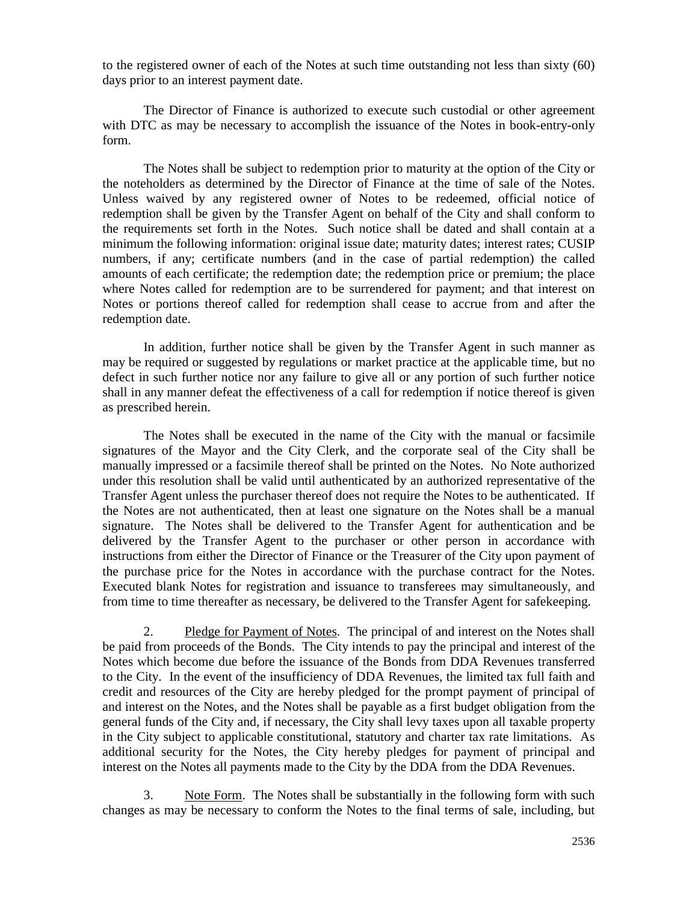to the registered owner of each of the Notes at such time outstanding not less than sixty (60) days prior to an interest payment date.

The Director of Finance is authorized to execute such custodial or other agreement with DTC as may be necessary to accomplish the issuance of the Notes in book-entry-only form.

The Notes shall be subject to redemption prior to maturity at the option of the City or the noteholders as determined by the Director of Finance at the time of sale of the Notes. Unless waived by any registered owner of Notes to be redeemed, official notice of redemption shall be given by the Transfer Agent on behalf of the City and shall conform to the requirements set forth in the Notes. Such notice shall be dated and shall contain at a minimum the following information: original issue date; maturity dates; interest rates; CUSIP numbers, if any; certificate numbers (and in the case of partial redemption) the called amounts of each certificate; the redemption date; the redemption price or premium; the place where Notes called for redemption are to be surrendered for payment; and that interest on Notes or portions thereof called for redemption shall cease to accrue from and after the redemption date.

In addition, further notice shall be given by the Transfer Agent in such manner as may be required or suggested by regulations or market practice at the applicable time, but no defect in such further notice nor any failure to give all or any portion of such further notice shall in any manner defeat the effectiveness of a call for redemption if notice thereof is given as prescribed herein.

The Notes shall be executed in the name of the City with the manual or facsimile signatures of the Mayor and the City Clerk, and the corporate seal of the City shall be manually impressed or a facsimile thereof shall be printed on the Notes. No Note authorized under this resolution shall be valid until authenticated by an authorized representative of the Transfer Agent unless the purchaser thereof does not require the Notes to be authenticated. If the Notes are not authenticated, then at least one signature on the Notes shall be a manual signature. The Notes shall be delivered to the Transfer Agent for authentication and be delivered by the Transfer Agent to the purchaser or other person in accordance with instructions from either the Director of Finance or the Treasurer of the City upon payment of the purchase price for the Notes in accordance with the purchase contract for the Notes. Executed blank Notes for registration and issuance to transferees may simultaneously, and from time to time thereafter as necessary, be delivered to the Transfer Agent for safekeeping.

2. Pledge for Payment of Notes. The principal of and interest on the Notes shall be paid from proceeds of the Bonds. The City intends to pay the principal and interest of the Notes which become due before the issuance of the Bonds from DDA Revenues transferred to the City. In the event of the insufficiency of DDA Revenues, the limited tax full faith and credit and resources of the City are hereby pledged for the prompt payment of principal of and interest on the Notes, and the Notes shall be payable as a first budget obligation from the general funds of the City and, if necessary, the City shall levy taxes upon all taxable property in the City subject to applicable constitutional, statutory and charter tax rate limitations. As additional security for the Notes, the City hereby pledges for payment of principal and interest on the Notes all payments made to the City by the DDA from the DDA Revenues.

3. Note Form. The Notes shall be substantially in the following form with such changes as may be necessary to conform the Notes to the final terms of sale, including, but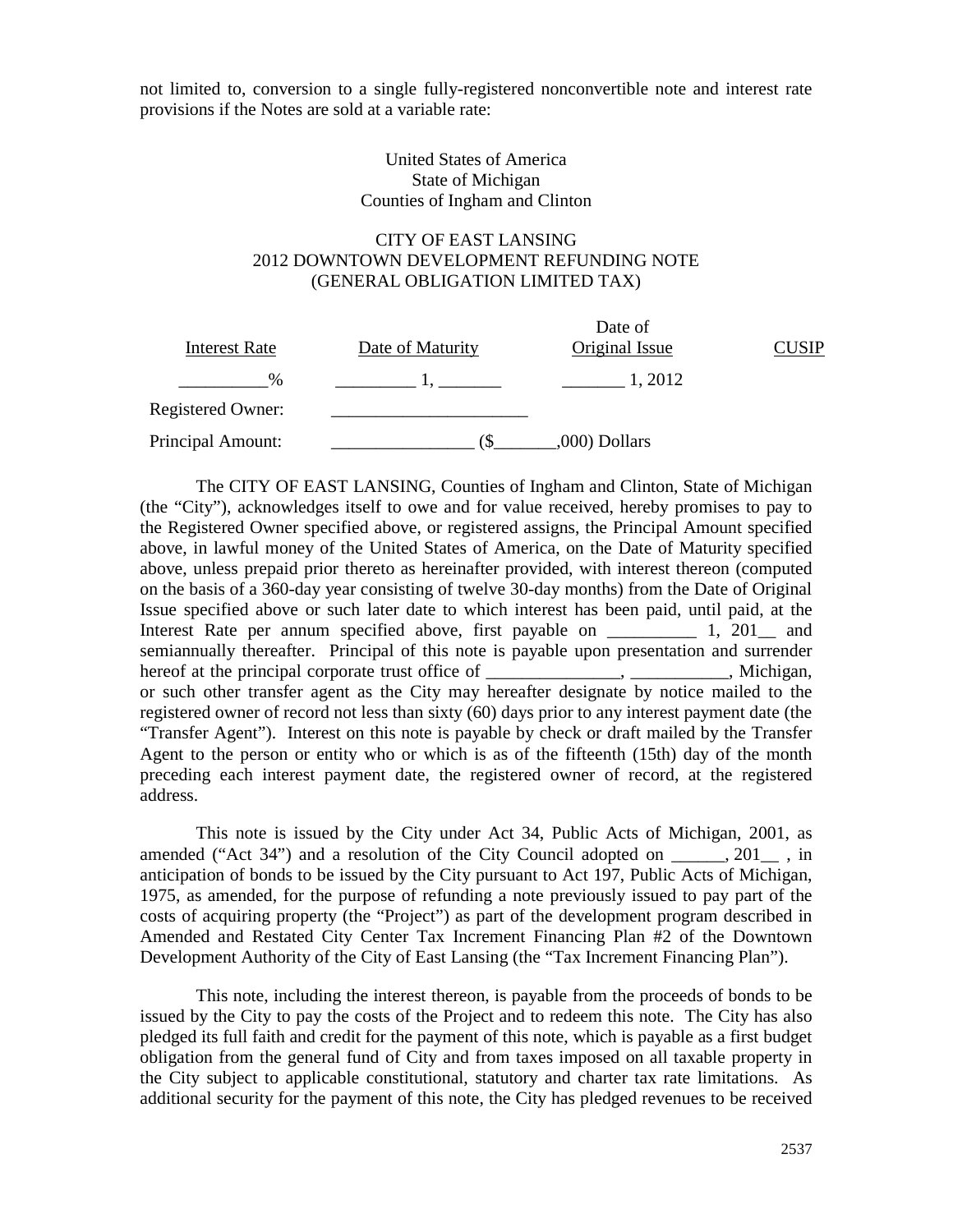not limited to, conversion to a single fully-registered nonconvertible note and interest rate provisions if the Notes are sold at a variable rate:

United States of America
State of Michigan
Counties of Ingham and Clinton

CITY OF EAST LANSING
2012 DOWNTOWN DEVELOPMENT REFUNDING NOTE
(GENERAL OBLIGATION LIMITED TAX)

| Interest Rate | Date of Maturity | Date of Original Issue | CUSIP |
|---|---|---|---|
| __________% | _________ 1, _______ | _______ 1, 2012 | |

Registered Owner: ______________________

Principal Amount: ________________ ($_______,000) Dollars

The CITY OF EAST LANSING, Counties of Ingham and Clinton, State of Michigan (the "City"), acknowledges itself to owe and for value received, hereby promises to pay to the Registered Owner specified above, or registered assigns, the Principal Amount specified above, in lawful money of the United States of America, on the Date of Maturity specified above, unless prepaid prior thereto as hereinafter provided, with interest thereon (computed on the basis of a 360-day year consisting of twelve 30-day months) from the Date of Original Issue specified above or such later date to which interest has been paid, until paid, at the Interest Rate per annum specified above, first payable on __________ 1, 201__ and semiannually thereafter. Principal of this note is payable upon presentation and surrender hereof at the principal corporate trust office of _______________, ___________, Michigan, or such other transfer agent as the City may hereafter designate by notice mailed to the registered owner of record not less than sixty (60) days prior to any interest payment date (the "Transfer Agent"). Interest on this note is payable by check or draft mailed by the Transfer Agent to the person or entity who or which is as of the fifteenth (15th) day of the month preceding each interest payment date, the registered owner of record, at the registered address.

This note is issued by the City under Act 34, Public Acts of Michigan, 2001, as amended ("Act 34") and a resolution of the City Council adopted on ______, 201__ , in anticipation of bonds to be issued by the City pursuant to Act 197, Public Acts of Michigan, 1975, as amended, for the purpose of refunding a note previously issued to pay part of the costs of acquiring property (the "Project") as part of the development program described in Amended and Restated City Center Tax Increment Financing Plan #2 of the Downtown Development Authority of the City of East Lansing (the "Tax Increment Financing Plan").

This note, including the interest thereon, is payable from the proceeds of bonds to be issued by the City to pay the costs of the Project and to redeem this note. The City has also pledged its full faith and credit for the payment of this note, which is payable as a first budget obligation from the general fund of City and from taxes imposed on all taxable property in the City subject to applicable constitutional, statutory and charter tax rate limitations. As additional security for the payment of this note, the City has pledged revenues to be received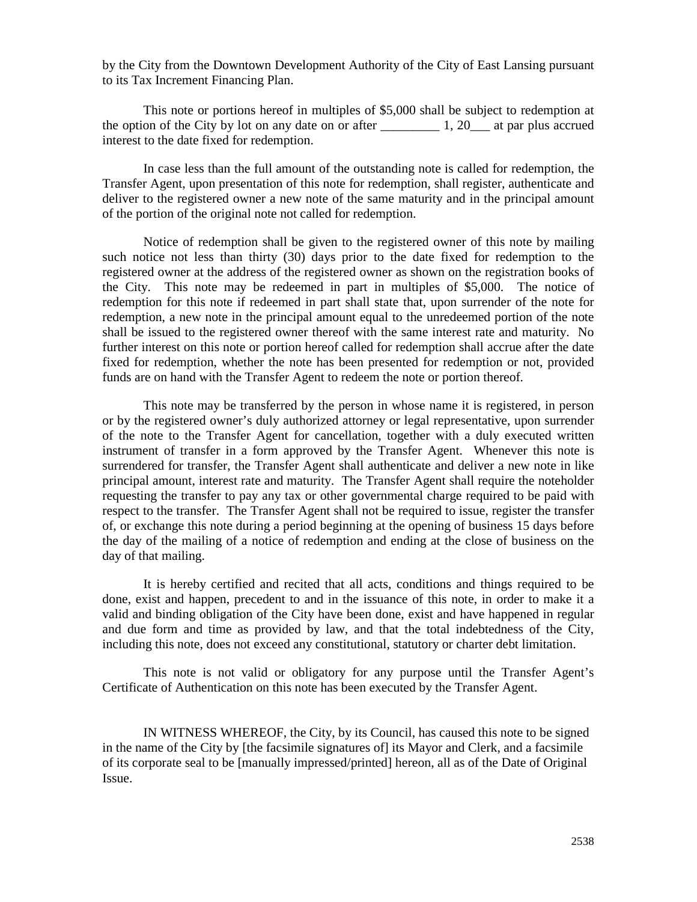by the City from the Downtown Development Authority of the City of East Lansing pursuant to its Tax Increment Financing Plan.

This note or portions hereof in multiples of $5,000 shall be subject to redemption at the option of the City by lot on any date on or after _________ 1, 20___ at par plus accrued interest to the date fixed for redemption.

In case less than the full amount of the outstanding note is called for redemption, the Transfer Agent, upon presentation of this note for redemption, shall register, authenticate and deliver to the registered owner a new note of the same maturity and in the principal amount of the portion of the original note not called for redemption.

Notice of redemption shall be given to the registered owner of this note by mailing such notice not less than thirty (30) days prior to the date fixed for redemption to the registered owner at the address of the registered owner as shown on the registration books of the City. This note may be redeemed in part in multiples of $5,000. The notice of redemption for this note if redeemed in part shall state that, upon surrender of the note for redemption, a new note in the principal amount equal to the unredeemed portion of the note shall be issued to the registered owner thereof with the same interest rate and maturity. No further interest on this note or portion hereof called for redemption shall accrue after the date fixed for redemption, whether the note has been presented for redemption or not, provided funds are on hand with the Transfer Agent to redeem the note or portion thereof.

This note may be transferred by the person in whose name it is registered, in person or by the registered owner's duly authorized attorney or legal representative, upon surrender of the note to the Transfer Agent for cancellation, together with a duly executed written instrument of transfer in a form approved by the Transfer Agent. Whenever this note is surrendered for transfer, the Transfer Agent shall authenticate and deliver a new note in like principal amount, interest rate and maturity. The Transfer Agent shall require the noteholder requesting the transfer to pay any tax or other governmental charge required to be paid with respect to the transfer. The Transfer Agent shall not be required to issue, register the transfer of, or exchange this note during a period beginning at the opening of business 15 days before the day of the mailing of a notice of redemption and ending at the close of business on the day of that mailing.

It is hereby certified and recited that all acts, conditions and things required to be done, exist and happen, precedent to and in the issuance of this note, in order to make it a valid and binding obligation of the City have been done, exist and have happened in regular and due form and time as provided by law, and that the total indebtedness of the City, including this note, does not exceed any constitutional, statutory or charter debt limitation.

This note is not valid or obligatory for any purpose until the Transfer Agent's Certificate of Authentication on this note has been executed by the Transfer Agent.

IN WITNESS WHEREOF, the City, by its Council, has caused this note to be signed in the name of the City by [the facsimile signatures of] its Mayor and Clerk, and a facsimile of its corporate seal to be [manually impressed/printed] hereon, all as of the Date of Original Issue.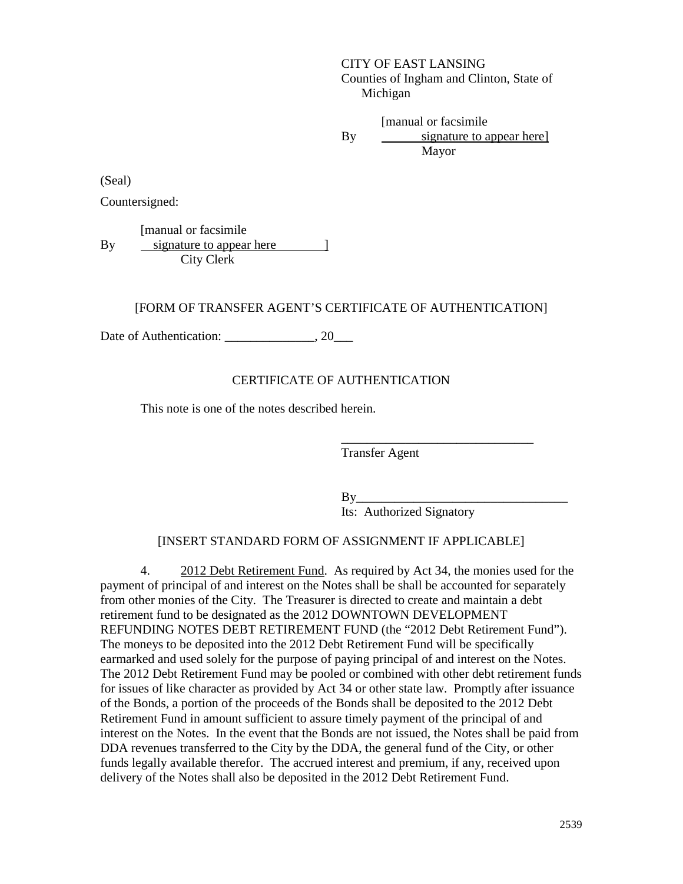CITY OF EAST LANSING
Counties of Ingham and Clinton, State of Michigan

By [manual or facsimile signature to appear here]
Mayor

(Seal)

Countersigned:

By [manual or facsimile signature to appear here ]
City Clerk

[FORM OF TRANSFER AGENT'S CERTIFICATE OF AUTHENTICATION]

Date of Authentication: ______________, 20___

CERTIFICATE OF AUTHENTICATION

This note is one of the notes described herein.

______________________________
Transfer Agent

By_________________________________
Its: Authorized Signatory

[INSERT STANDARD FORM OF ASSIGNMENT IF APPLICABLE]

4. 2012 Debt Retirement Fund. As required by Act 34, the monies used for the payment of principal of and interest on the Notes shall be shall be accounted for separately from other monies of the City. The Treasurer is directed to create and maintain a debt retirement fund to be designated as the 2012 DOWNTOWN DEVELOPMENT REFUNDING NOTES DEBT RETIREMENT FUND (the "2012 Debt Retirement Fund"). The moneys to be deposited into the 2012 Debt Retirement Fund will be specifically earmarked and used solely for the purpose of paying principal of and interest on the Notes. The 2012 Debt Retirement Fund may be pooled or combined with other debt retirement funds for issues of like character as provided by Act 34 or other state law. Promptly after issuance of the Bonds, a portion of the proceeds of the Bonds shall be deposited to the 2012 Debt Retirement Fund in amount sufficient to assure timely payment of the principal of and interest on the Notes. In the event that the Bonds are not issued, the Notes shall be paid from DDA revenues transferred to the City by the DDA, the general fund of the City, or other funds legally available therefor. The accrued interest and premium, if any, received upon delivery of the Notes shall also be deposited in the 2012 Debt Retirement Fund.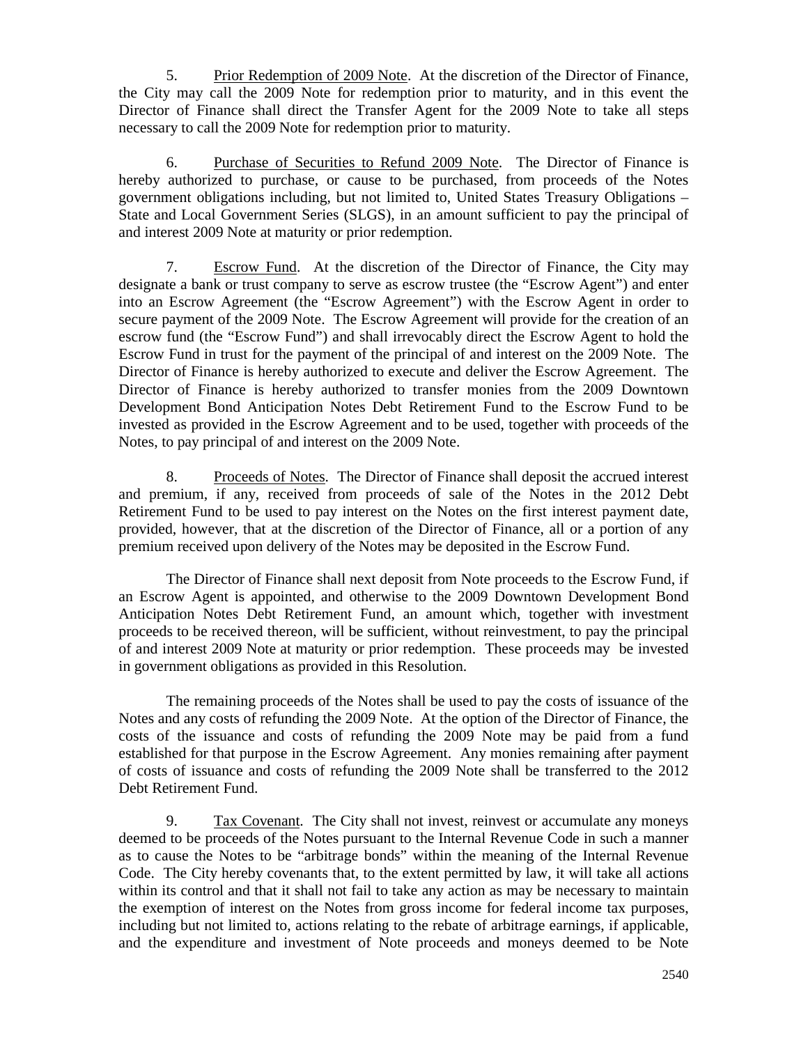5. Prior Redemption of 2009 Note. At the discretion of the Director of Finance, the City may call the 2009 Note for redemption prior to maturity, and in this event the Director of Finance shall direct the Transfer Agent for the 2009 Note to take all steps necessary to call the 2009 Note for redemption prior to maturity.

6. Purchase of Securities to Refund 2009 Note. The Director of Finance is hereby authorized to purchase, or cause to be purchased, from proceeds of the Notes government obligations including, but not limited to, United States Treasury Obligations – State and Local Government Series (SLGS), in an amount sufficient to pay the principal of and interest 2009 Note at maturity or prior redemption.

7. Escrow Fund. At the discretion of the Director of Finance, the City may designate a bank or trust company to serve as escrow trustee (the "Escrow Agent") and enter into an Escrow Agreement (the "Escrow Agreement") with the Escrow Agent in order to secure payment of the 2009 Note. The Escrow Agreement will provide for the creation of an escrow fund (the "Escrow Fund") and shall irrevocably direct the Escrow Agent to hold the Escrow Fund in trust for the payment of the principal of and interest on the 2009 Note. The Director of Finance is hereby authorized to execute and deliver the Escrow Agreement. The Director of Finance is hereby authorized to transfer monies from the 2009 Downtown Development Bond Anticipation Notes Debt Retirement Fund to the Escrow Fund to be invested as provided in the Escrow Agreement and to be used, together with proceeds of the Notes, to pay principal of and interest on the 2009 Note.

8. Proceeds of Notes. The Director of Finance shall deposit the accrued interest and premium, if any, received from proceeds of sale of the Notes in the 2012 Debt Retirement Fund to be used to pay interest on the Notes on the first interest payment date, provided, however, that at the discretion of the Director of Finance, all or a portion of any premium received upon delivery of the Notes may be deposited in the Escrow Fund.

The Director of Finance shall next deposit from Note proceeds to the Escrow Fund, if an Escrow Agent is appointed, and otherwise to the 2009 Downtown Development Bond Anticipation Notes Debt Retirement Fund, an amount which, together with investment proceeds to be received thereon, will be sufficient, without reinvestment, to pay the principal of and interest 2009 Note at maturity or prior redemption. These proceeds may be invested in government obligations as provided in this Resolution.

The remaining proceeds of the Notes shall be used to pay the costs of issuance of the Notes and any costs of refunding the 2009 Note. At the option of the Director of Finance, the costs of the issuance and costs of refunding the 2009 Note may be paid from a fund established for that purpose in the Escrow Agreement. Any monies remaining after payment of costs of issuance and costs of refunding the 2009 Note shall be transferred to the 2012 Debt Retirement Fund.

9. Tax Covenant. The City shall not invest, reinvest or accumulate any moneys deemed to be proceeds of the Notes pursuant to the Internal Revenue Code in such a manner as to cause the Notes to be "arbitrage bonds" within the meaning of the Internal Revenue Code. The City hereby covenants that, to the extent permitted by law, it will take all actions within its control and that it shall not fail to take any action as may be necessary to maintain the exemption of interest on the Notes from gross income for federal income tax purposes, including but not limited to, actions relating to the rebate of arbitrage earnings, if applicable, and the expenditure and investment of Note proceeds and moneys deemed to be Note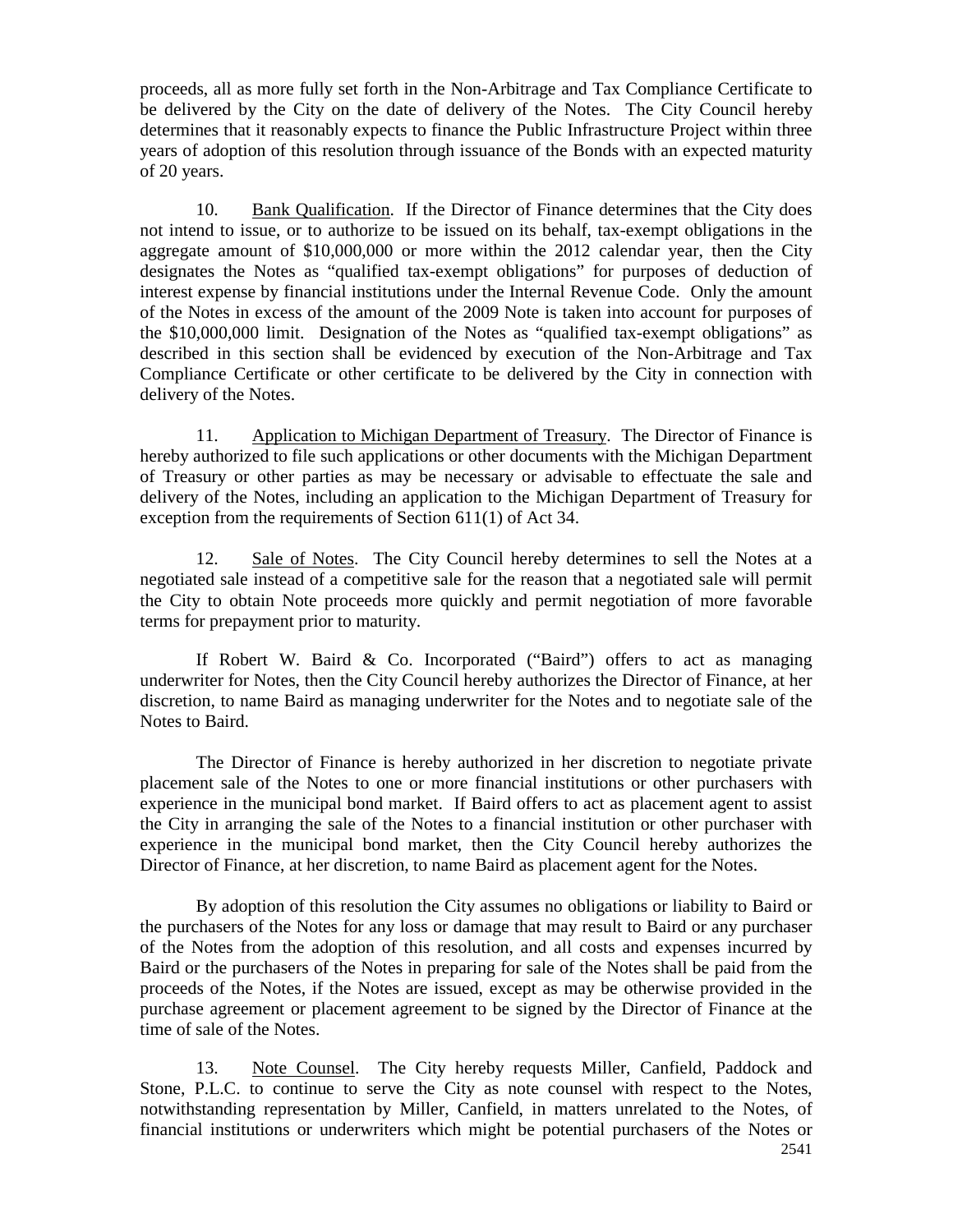proceeds, all as more fully set forth in the Non-Arbitrage and Tax Compliance Certificate to be delivered by the City on the date of delivery of the Notes. The City Council hereby determines that it reasonably expects to finance the Public Infrastructure Project within three years of adoption of this resolution through issuance of the Bonds with an expected maturity of 20 years.

10. Bank Qualification. If the Director of Finance determines that the City does not intend to issue, or to authorize to be issued on its behalf, tax-exempt obligations in the aggregate amount of $10,000,000 or more within the 2012 calendar year, then the City designates the Notes as "qualified tax-exempt obligations" for purposes of deduction of interest expense by financial institutions under the Internal Revenue Code. Only the amount of the Notes in excess of the amount of the 2009 Note is taken into account for purposes of the $10,000,000 limit. Designation of the Notes as "qualified tax-exempt obligations" as described in this section shall be evidenced by execution of the Non-Arbitrage and Tax Compliance Certificate or other certificate to be delivered by the City in connection with delivery of the Notes.

11. Application to Michigan Department of Treasury. The Director of Finance is hereby authorized to file such applications or other documents with the Michigan Department of Treasury or other parties as may be necessary or advisable to effectuate the sale and delivery of the Notes, including an application to the Michigan Department of Treasury for exception from the requirements of Section 611(1) of Act 34.

12. Sale of Notes. The City Council hereby determines to sell the Notes at a negotiated sale instead of a competitive sale for the reason that a negotiated sale will permit the City to obtain Note proceeds more quickly and permit negotiation of more favorable terms for prepayment prior to maturity.

If Robert W. Baird & Co. Incorporated ("Baird") offers to act as managing underwriter for Notes, then the City Council hereby authorizes the Director of Finance, at her discretion, to name Baird as managing underwriter for the Notes and to negotiate sale of the Notes to Baird.

The Director of Finance is hereby authorized in her discretion to negotiate private placement sale of the Notes to one or more financial institutions or other purchasers with experience in the municipal bond market. If Baird offers to act as placement agent to assist the City in arranging the sale of the Notes to a financial institution or other purchaser with experience in the municipal bond market, then the City Council hereby authorizes the Director of Finance, at her discretion, to name Baird as placement agent for the Notes.

By adoption of this resolution the City assumes no obligations or liability to Baird or the purchasers of the Notes for any loss or damage that may result to Baird or any purchaser of the Notes from the adoption of this resolution, and all costs and expenses incurred by Baird or the purchasers of the Notes in preparing for sale of the Notes shall be paid from the proceeds of the Notes, if the Notes are issued, except as may be otherwise provided in the purchase agreement or placement agreement to be signed by the Director of Finance at the time of sale of the Notes.

13. Note Counsel. The City hereby requests Miller, Canfield, Paddock and Stone, P.L.C. to continue to serve the City as note counsel with respect to the Notes, notwithstanding representation by Miller, Canfield, in matters unrelated to the Notes, of financial institutions or underwriters which might be potential purchasers of the Notes or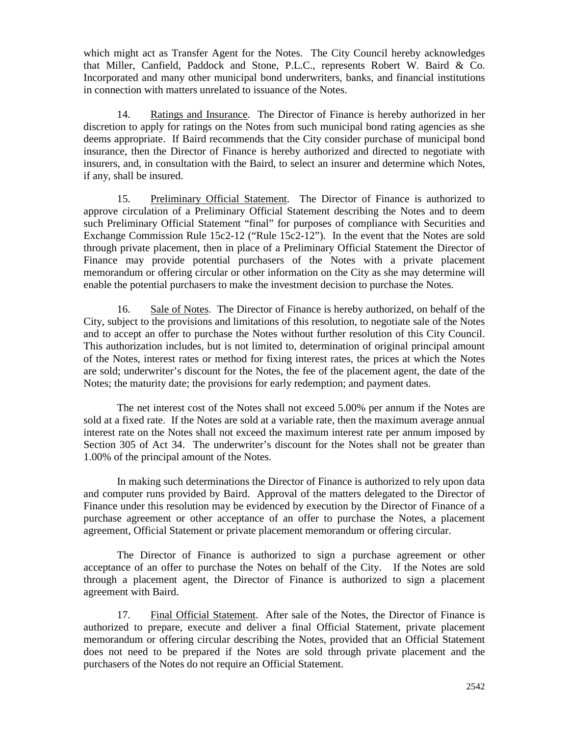which might act as Transfer Agent for the Notes. The City Council hereby acknowledges that Miller, Canfield, Paddock and Stone, P.L.C., represents Robert W. Baird & Co. Incorporated and many other municipal bond underwriters, banks, and financial institutions in connection with matters unrelated to issuance of the Notes.

14. Ratings and Insurance. The Director of Finance is hereby authorized in her discretion to apply for ratings on the Notes from such municipal bond rating agencies as she deems appropriate. If Baird recommends that the City consider purchase of municipal bond insurance, then the Director of Finance is hereby authorized and directed to negotiate with insurers, and, in consultation with the Baird, to select an insurer and determine which Notes, if any, shall be insured.

15. Preliminary Official Statement. The Director of Finance is authorized to approve circulation of a Preliminary Official Statement describing the Notes and to deem such Preliminary Official Statement "final" for purposes of compliance with Securities and Exchange Commission Rule 15c2-12 ("Rule 15c2-12"). In the event that the Notes are sold through private placement, then in place of a Preliminary Official Statement the Director of Finance may provide potential purchasers of the Notes with a private placement memorandum or offering circular or other information on the City as she may determine will enable the potential purchasers to make the investment decision to purchase the Notes.

16. Sale of Notes. The Director of Finance is hereby authorized, on behalf of the City, subject to the provisions and limitations of this resolution, to negotiate sale of the Notes and to accept an offer to purchase the Notes without further resolution of this City Council. This authorization includes, but is not limited to, determination of original principal amount of the Notes, interest rates or method for fixing interest rates, the prices at which the Notes are sold; underwriter's discount for the Notes, the fee of the placement agent, the date of the Notes; the maturity date; the provisions for early redemption; and payment dates.

The net interest cost of the Notes shall not exceed 5.00% per annum if the Notes are sold at a fixed rate. If the Notes are sold at a variable rate, then the maximum average annual interest rate on the Notes shall not exceed the maximum interest rate per annum imposed by Section 305 of Act 34. The underwriter's discount for the Notes shall not be greater than 1.00% of the principal amount of the Notes.

In making such determinations the Director of Finance is authorized to rely upon data and computer runs provided by Baird. Approval of the matters delegated to the Director of Finance under this resolution may be evidenced by execution by the Director of Finance of a purchase agreement or other acceptance of an offer to purchase the Notes, a placement agreement, Official Statement or private placement memorandum or offering circular.

The Director of Finance is authorized to sign a purchase agreement or other acceptance of an offer to purchase the Notes on behalf of the City. If the Notes are sold through a placement agent, the Director of Finance is authorized to sign a placement agreement with Baird.

17. Final Official Statement. After sale of the Notes, the Director of Finance is authorized to prepare, execute and deliver a final Official Statement, private placement memorandum or offering circular describing the Notes, provided that an Official Statement does not need to be prepared if the Notes are sold through private placement and the purchasers of the Notes do not require an Official Statement.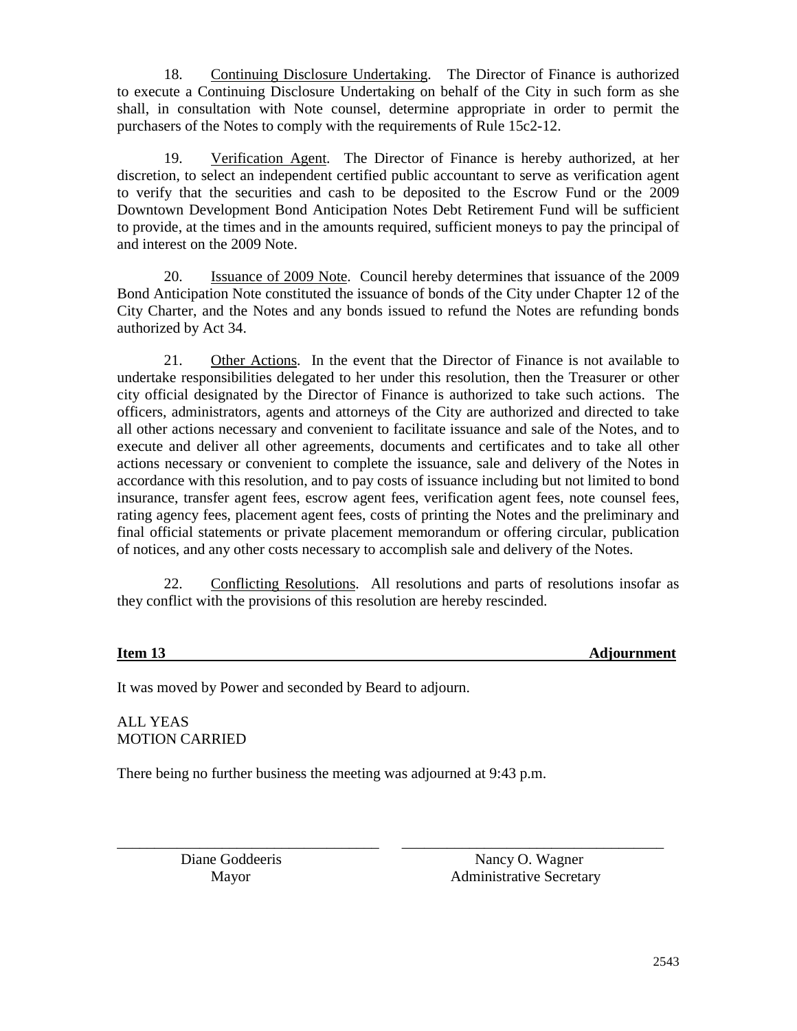18. Continuing Disclosure Undertaking. The Director of Finance is authorized to execute a Continuing Disclosure Undertaking on behalf of the City in such form as she shall, in consultation with Note counsel, determine appropriate in order to permit the purchasers of the Notes to comply with the requirements of Rule 15c2-12.

19. Verification Agent. The Director of Finance is hereby authorized, at her discretion, to select an independent certified public accountant to serve as verification agent to verify that the securities and cash to be deposited to the Escrow Fund or the 2009 Downtown Development Bond Anticipation Notes Debt Retirement Fund will be sufficient to provide, at the times and in the amounts required, sufficient moneys to pay the principal of and interest on the 2009 Note.

20. Issuance of 2009 Note. Council hereby determines that issuance of the 2009 Bond Anticipation Note constituted the issuance of bonds of the City under Chapter 12 of the City Charter, and the Notes and any bonds issued to refund the Notes are refunding bonds authorized by Act 34.

21. Other Actions. In the event that the Director of Finance is not available to undertake responsibilities delegated to her under this resolution, then the Treasurer or other city official designated by the Director of Finance is authorized to take such actions. The officers, administrators, agents and attorneys of the City are authorized and directed to take all other actions necessary and convenient to facilitate issuance and sale of the Notes, and to execute and deliver all other agreements, documents and certificates and to take all other actions necessary or convenient to complete the issuance, sale and delivery of the Notes in accordance with this resolution, and to pay costs of issuance including but not limited to bond insurance, transfer agent fees, escrow agent fees, verification agent fees, note counsel fees, rating agency fees, placement agent fees, costs of printing the Notes and the preliminary and final official statements or private placement memorandum or offering circular, publication of notices, and any other costs necessary to accomplish sale and delivery of the Notes.

22. Conflicting Resolutions. All resolutions and parts of resolutions insofar as they conflict with the provisions of this resolution are hereby rescinded.

**Item 13 Adjournment**

It was moved by Power and seconded by Beard to adjourn.

ALL YEAS
MOTION CARRIED

There being no further business the meeting was adjourned at 9:43 p.m.

Diane Goddeeris
Mayor

Nancy O. Wagner
Administrative Secretary